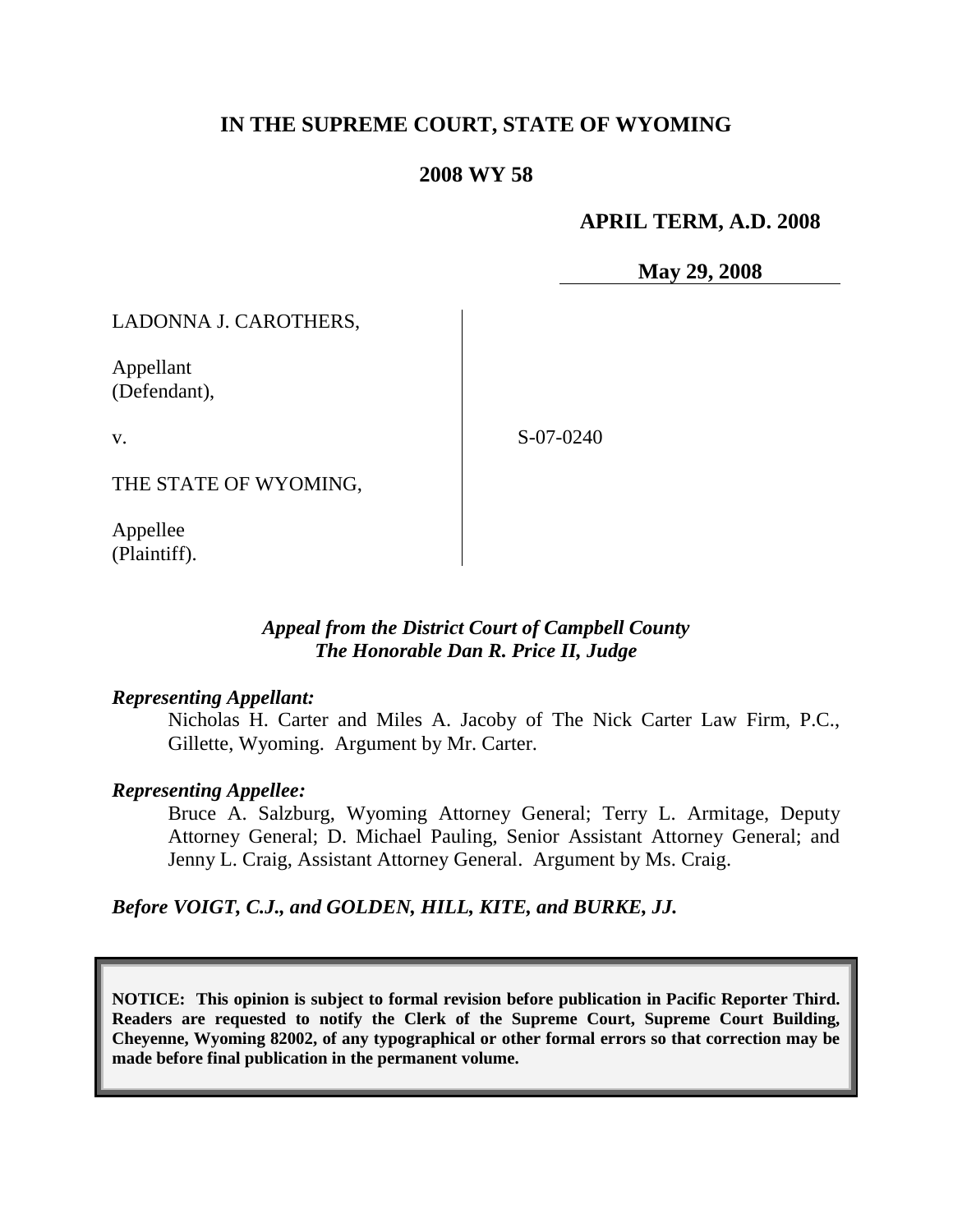# IN THE SUPREME COURT, STATE OF WYOMING

## 2008 WY 58

**APRIL TERM, A.D. 2008**

**May 29, 2008**

LADONNA J. CAROTHERS,

Appellant
(Defendant),

v.

S-07-0240

THE STATE OF WYOMING,

Appellee
(Plaintiff).

*Appeal from the District Court of Campbell County*
*The Honorable Dan R. Price II, Judge*

***Representing Appellant:***

Nicholas H. Carter and Miles A. Jacoby of The Nick Carter Law Firm, P.C., Gillette, Wyoming. Argument by Mr. Carter.

***Representing Appellee:***

Bruce A. Salzburg, Wyoming Attorney General; Terry L. Armitage, Deputy Attorney General; D. Michael Pauling, Senior Assistant Attorney General; and Jenny L. Craig, Assistant Attorney General. Argument by Ms. Craig.

***Before VOIGT, C.J., and GOLDEN, HILL, KITE, and BURKE, JJ.***

**NOTICE: This opinion is subject to formal revision before publication in Pacific Reporter Third. Readers are requested to notify the Clerk of the Supreme Court, Supreme Court Building, Cheyenne, Wyoming 82002, of any typographical or other formal errors so that correction may be made before final publication in the permanent volume.**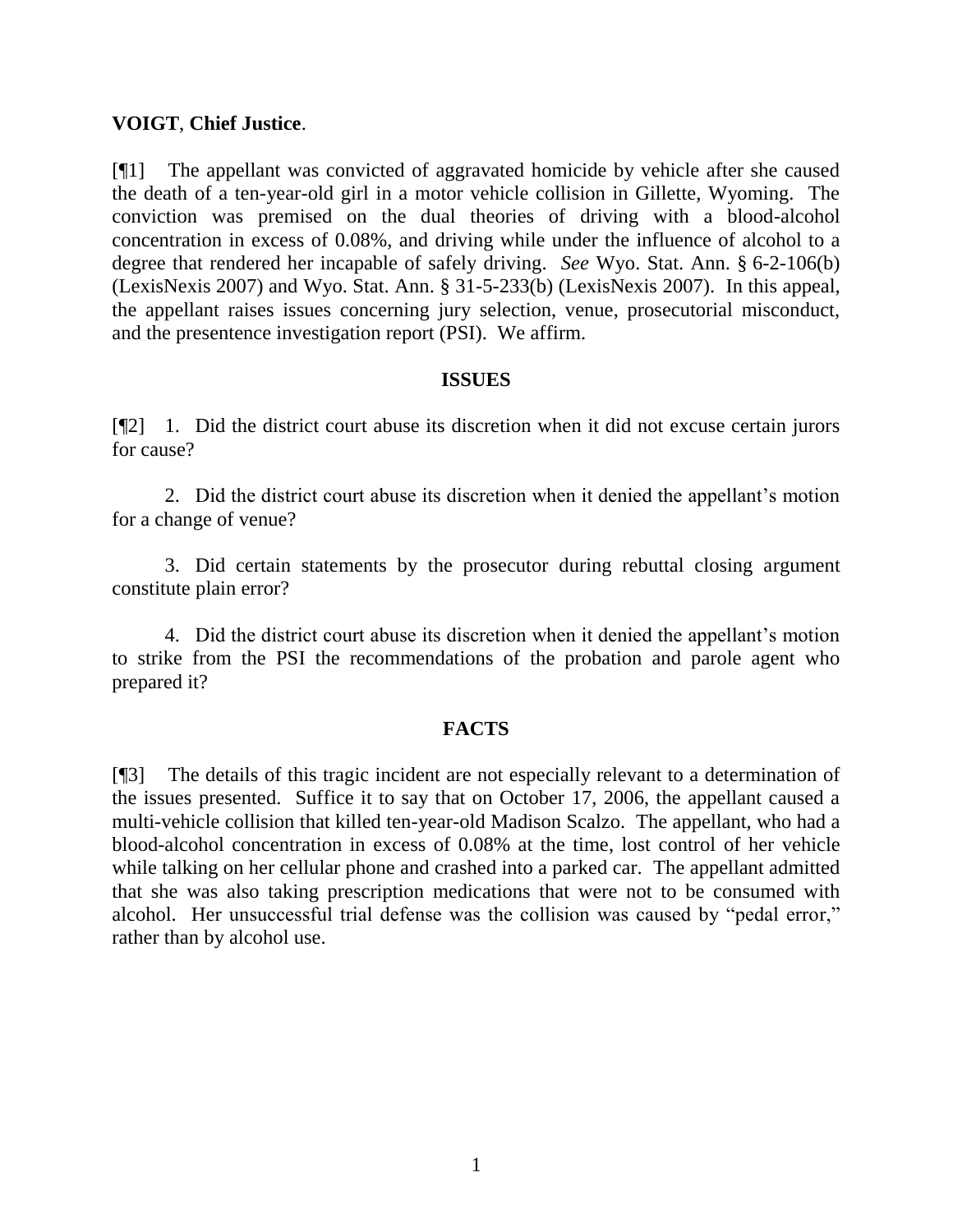**VOIGT**, **Chief Justice**.

[¶1] The appellant was convicted of aggravated homicide by vehicle after she caused the death of a ten-year-old girl in a motor vehicle collision in Gillette, Wyoming. The conviction was premised on the dual theories of driving with a blood-alcohol concentration in excess of 0.08%, and driving while under the influence of alcohol to a degree that rendered her incapable of safely driving. *See* Wyo. Stat. Ann. § 6-2-106(b) (LexisNexis 2007) and Wyo. Stat. Ann. § 31-5-233(b) (LexisNexis 2007). In this appeal, the appellant raises issues concerning jury selection, venue, prosecutorial misconduct, and the presentence investigation report (PSI). We affirm.

## ISSUES

[¶2] 1. Did the district court abuse its discretion when it did not excuse certain jurors for cause?

2. Did the district court abuse its discretion when it denied the appellant's motion for a change of venue?

3. Did certain statements by the prosecutor during rebuttal closing argument constitute plain error?

4. Did the district court abuse its discretion when it denied the appellant's motion to strike from the PSI the recommendations of the probation and parole agent who prepared it?

## FACTS

[¶3] The details of this tragic incident are not especially relevant to a determination of the issues presented. Suffice it to say that on October 17, 2006, the appellant caused a multi-vehicle collision that killed ten-year-old Madison Scalzo. The appellant, who had a blood-alcohol concentration in excess of 0.08% at the time, lost control of her vehicle while talking on her cellular phone and crashed into a parked car. The appellant admitted that she was also taking prescription medications that were not to be consumed with alcohol. Her unsuccessful trial defense was the collision was caused by "pedal error," rather than by alcohol use.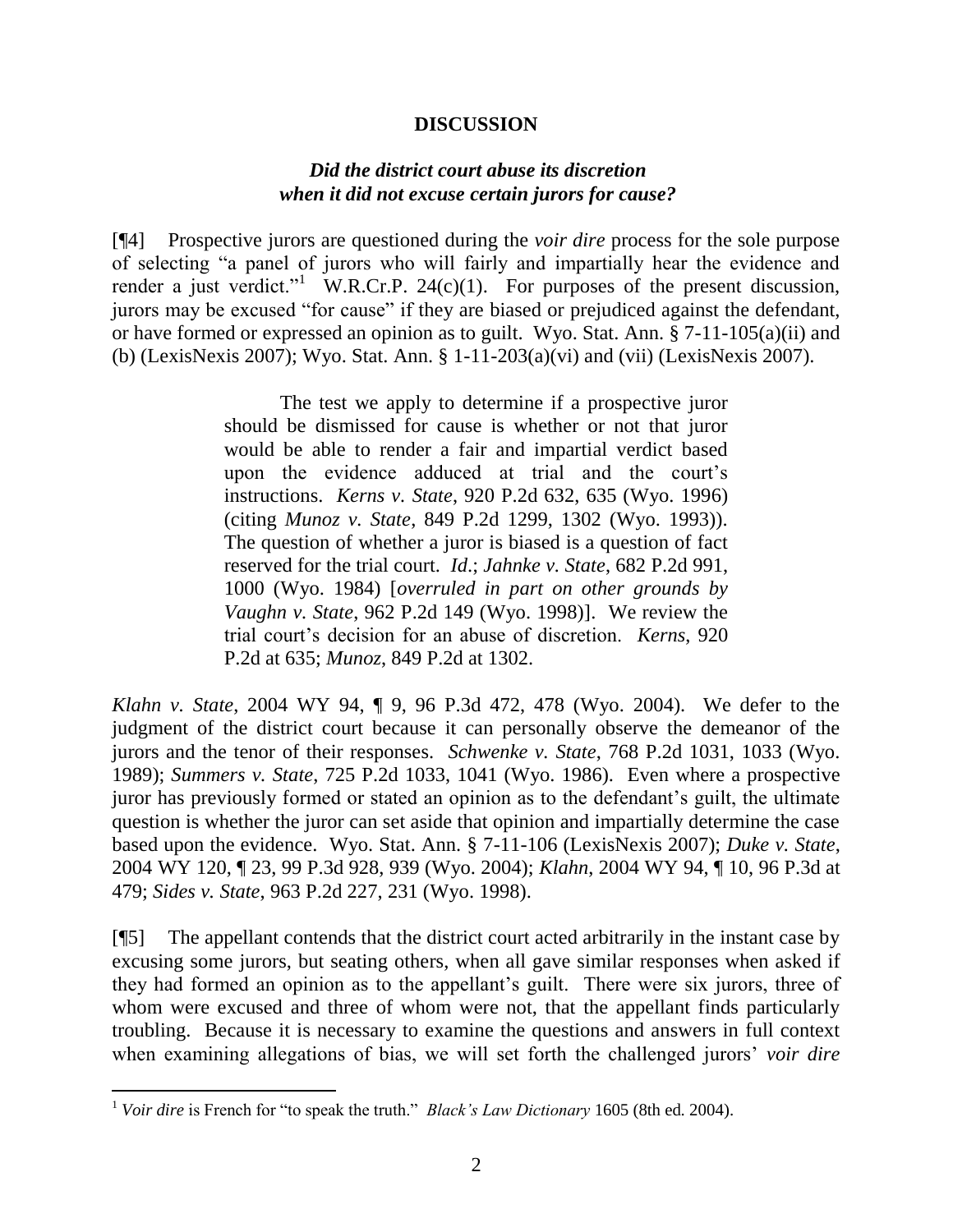## DISCUSSION

### *Did the district court abuse its discretion when it did not excuse certain jurors for cause?*

[¶4] Prospective jurors are questioned during the *voir dire* process for the sole purpose of selecting "a panel of jurors who will fairly and impartially hear the evidence and render a just verdict."[1] W.R.Cr.P. 24(c)(1). For purposes of the present discussion, jurors may be excused "for cause" if they are biased or prejudiced against the defendant, or have formed or expressed an opinion as to guilt. Wyo. Stat. Ann. § 7-11-105(a)(ii) and (b) (LexisNexis 2007); Wyo. Stat. Ann. § 1-11-203(a)(vi) and (vii) (LexisNexis 2007).

> The test we apply to determine if a prospective juror should be dismissed for cause is whether or not that juror would be able to render a fair and impartial verdict based upon the evidence adduced at trial and the court's instructions. *Kerns v. State*, 920 P.2d 632, 635 (Wyo. 1996) (citing *Munoz v. State*, 849 P.2d 1299, 1302 (Wyo. 1993)). The question of whether a juror is biased is a question of fact reserved for the trial court. *Id*.; *Jahnke v. State*, 682 P.2d 991, 1000 (Wyo. 1984) [*overruled in part on other grounds by Vaughn v. State*, 962 P.2d 149 (Wyo. 1998)]. We review the trial court's decision for an abuse of discretion. *Kerns*, 920 P.2d at 635; *Munoz*, 849 P.2d at 1302.

*Klahn v. State*, 2004 WY 94, ¶ 9, 96 P.3d 472, 478 (Wyo. 2004). We defer to the judgment of the district court because it can personally observe the demeanor of the jurors and the tenor of their responses. *Schwenke v. State*, 768 P.2d 1031, 1033 (Wyo. 1989); *Summers v. State*, 725 P.2d 1033, 1041 (Wyo. 1986). Even where a prospective juror has previously formed or stated an opinion as to the defendant's guilt, the ultimate question is whether the juror can set aside that opinion and impartially determine the case based upon the evidence. Wyo. Stat. Ann. § 7-11-106 (LexisNexis 2007); *Duke v. State*, 2004 WY 120, ¶ 23, 99 P.3d 928, 939 (Wyo. 2004); *Klahn*, 2004 WY 94, ¶ 10, 96 P.3d at 479; *Sides v. State*, 963 P.2d 227, 231 (Wyo. 1998).

[¶5] The appellant contends that the district court acted arbitrarily in the instant case by excusing some jurors, but seating others, when all gave similar responses when asked if they had formed an opinion as to the appellant's guilt. There were six jurors, three of whom were excused and three of whom were not, that the appellant finds particularly troubling. Because it is necessary to examine the questions and answers in full context when examining allegations of bias, we will set forth the challenged jurors' *voir dire*

[1] *Voir dire* is French for "to speak the truth." *Black's Law Dictionary* 1605 (8th ed. 2004).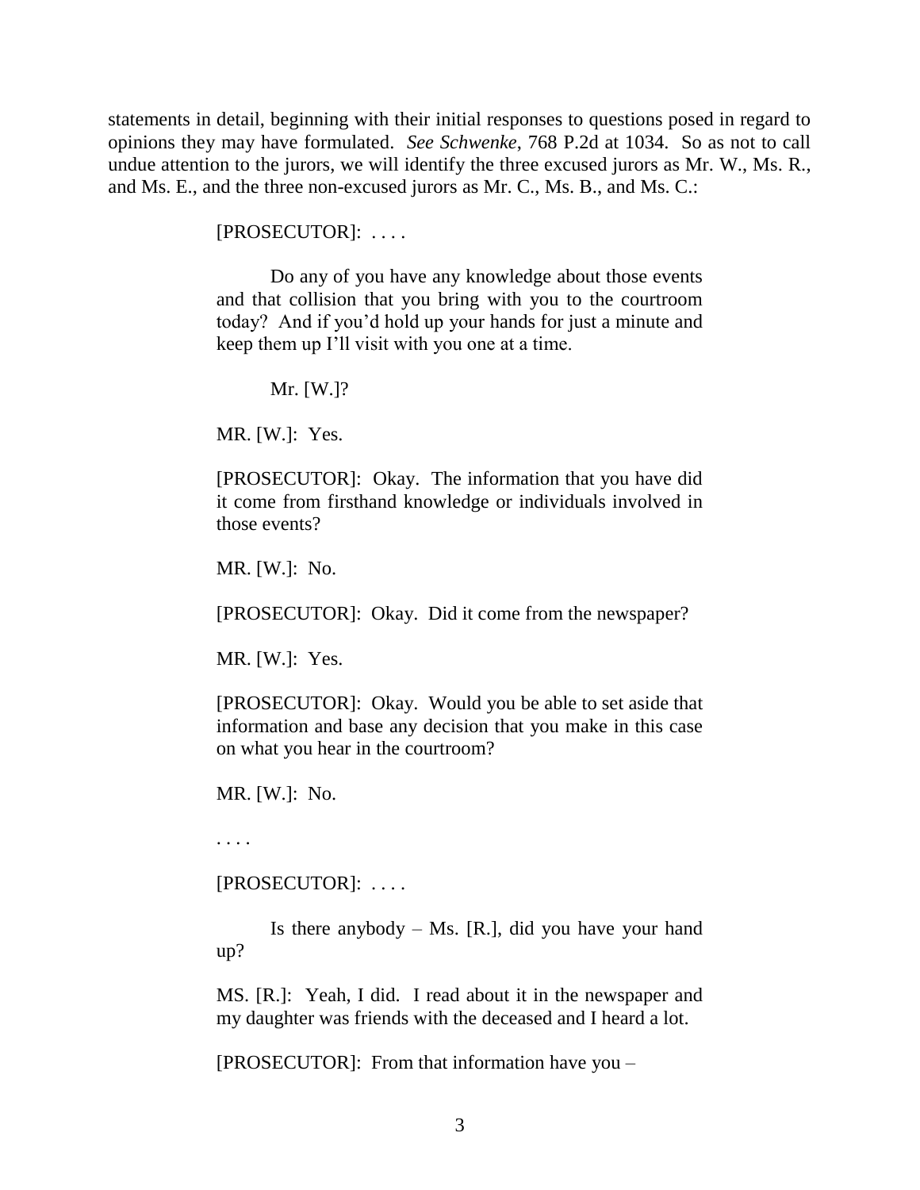statements in detail, beginning with their initial responses to questions posed in regard to opinions they may have formulated. *See Schwenke*, 768 P.2d at 1034. So as not to call undue attention to the jurors, we will identify the three excused jurors as Mr. W., Ms. R., and Ms. E., and the three non-excused jurors as Mr. C., Ms. B., and Ms. C.:

> [PROSECUTOR]: . . . .
>
> Do any of you have any knowledge about those events and that collision that you bring with you to the courtroom today? And if you'd hold up your hands for just a minute and keep them up I'll visit with you one at a time.
>
> Mr. [W.]?
>
> MR. [W.]: Yes.
>
> [PROSECUTOR]: Okay. The information that you have did it come from firsthand knowledge or individuals involved in those events?
>
> MR. [W.]: No.
>
> [PROSECUTOR]: Okay. Did it come from the newspaper?
>
> MR. [W.]: Yes.
>
> [PROSECUTOR]: Okay. Would you be able to set aside that information and base any decision that you make in this case on what you hear in the courtroom?
>
> MR. [W.]: No.
>
> . . . .
>
> [PROSECUTOR]: . . . .
>
> Is there anybody – Ms. [R.], did you have your hand up?
>
> MS. [R.]: Yeah, I did. I read about it in the newspaper and my daughter was friends with the deceased and I heard a lot.
>
> [PROSECUTOR]: From that information have you –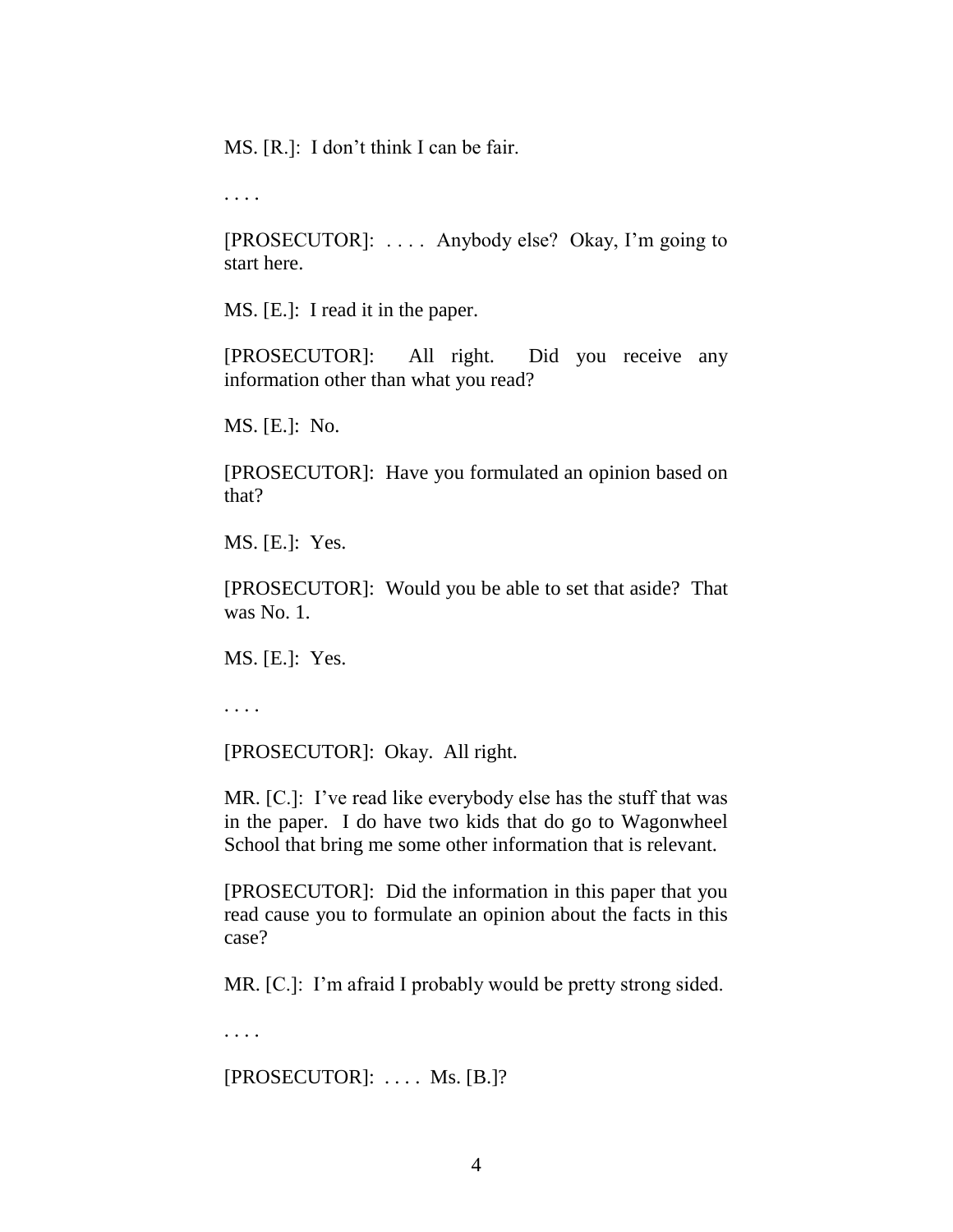MS. [R.]: I don't think I can be fair.

. . . .

[PROSECUTOR]: . . . . Anybody else? Okay, I'm going to start here.

MS. [E.]: I read it in the paper.

[PROSECUTOR]: All right. Did you receive any information other than what you read?

MS. [E.]: No.

[PROSECUTOR]: Have you formulated an opinion based on that?

MS. [E.]: Yes.

[PROSECUTOR]: Would you be able to set that aside? That was No. 1.

MS. [E.]: Yes.

. . . .

[PROSECUTOR]: Okay. All right.

MR. [C.]: I've read like everybody else has the stuff that was in the paper. I do have two kids that do go to Wagonwheel School that bring me some other information that is relevant.

[PROSECUTOR]: Did the information in this paper that you read cause you to formulate an opinion about the facts in this case?

MR. [C.]: I'm afraid I probably would be pretty strong sided.

. . . .

[PROSECUTOR]: . . . . Ms. [B.]?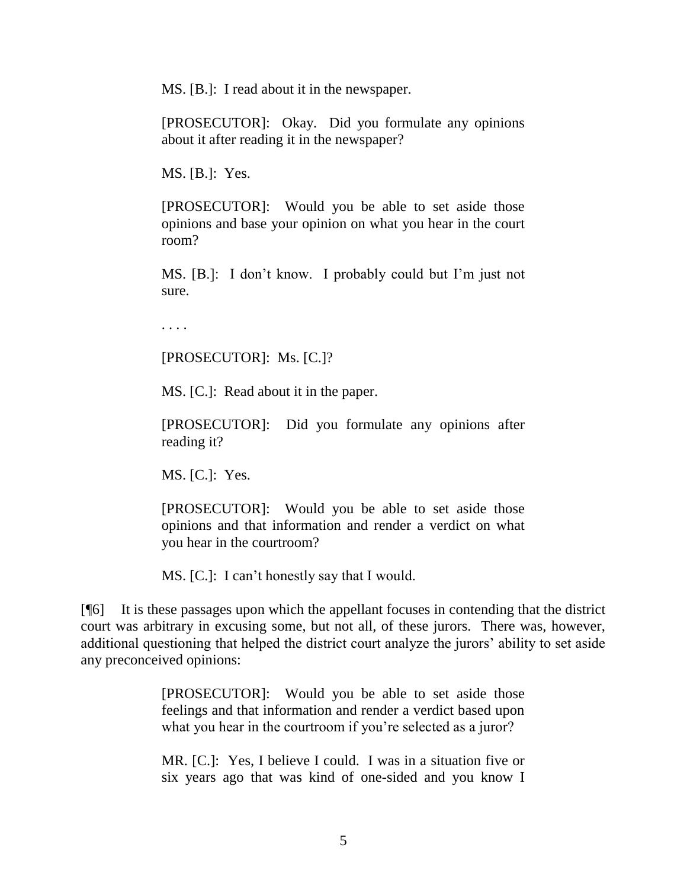> MS. [B.]: I read about it in the newspaper.
>
> [PROSECUTOR]: Okay. Did you formulate any opinions about it after reading it in the newspaper?
>
> MS. [B.]: Yes.
>
> [PROSECUTOR]: Would you be able to set aside those opinions and base your opinion on what you hear in the court room?
>
> MS. [B.]: I don't know. I probably could but I'm just not sure.
>
> . . . .
>
> [PROSECUTOR]: Ms. [C.]?
>
> MS. [C.]: Read about it in the paper.
>
> [PROSECUTOR]: Did you formulate any opinions after reading it?
>
> MS. [C.]: Yes.
>
> [PROSECUTOR]: Would you be able to set aside those opinions and that information and render a verdict on what you hear in the courtroom?
>
> MS. [C.]: I can't honestly say that I would.

[¶6] It is these passages upon which the appellant focuses in contending that the district court was arbitrary in excusing some, but not all, of these jurors. There was, however, additional questioning that helped the district court analyze the jurors' ability to set aside any preconceived opinions:

> [PROSECUTOR]: Would you be able to set aside those feelings and that information and render a verdict based upon what you hear in the courtroom if you're selected as a juror?
>
> MR. [C.]: Yes, I believe I could. I was in a situation five or six years ago that was kind of one-sided and you know I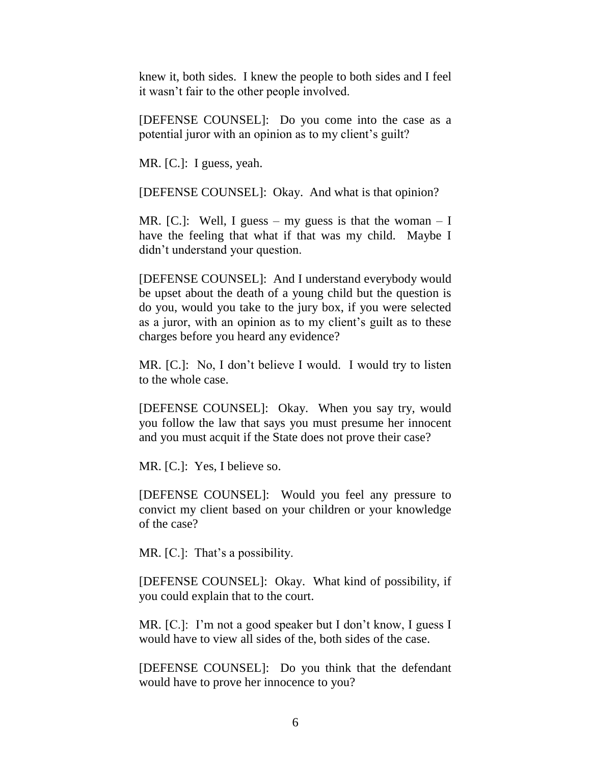knew it, both sides. I knew the people to both sides and I feel it wasn't fair to the other people involved.

[DEFENSE COUNSEL]: Do you come into the case as a potential juror with an opinion as to my client's guilt?

MR. [C.]: I guess, yeah.

[DEFENSE COUNSEL]: Okay. And what is that opinion?

MR. [C.]: Well, I guess – my guess is that the woman – I have the feeling that what if that was my child. Maybe I didn't understand your question.

[DEFENSE COUNSEL]: And I understand everybody would be upset about the death of a young child but the question is do you, would you take to the jury box, if you were selected as a juror, with an opinion as to my client's guilt as to these charges before you heard any evidence?

MR. [C.]: No, I don't believe I would. I would try to listen to the whole case.

[DEFENSE COUNSEL]: Okay. When you say try, would you follow the law that says you must presume her innocent and you must acquit if the State does not prove their case?

MR. [C.]: Yes, I believe so.

[DEFENSE COUNSEL]: Would you feel any pressure to convict my client based on your children or your knowledge of the case?

MR. [C.]: That's a possibility.

[DEFENSE COUNSEL]: Okay. What kind of possibility, if you could explain that to the court.

MR. [C.]: I'm not a good speaker but I don't know, I guess I would have to view all sides of the, both sides of the case.

[DEFENSE COUNSEL]: Do you think that the defendant would have to prove her innocence to you?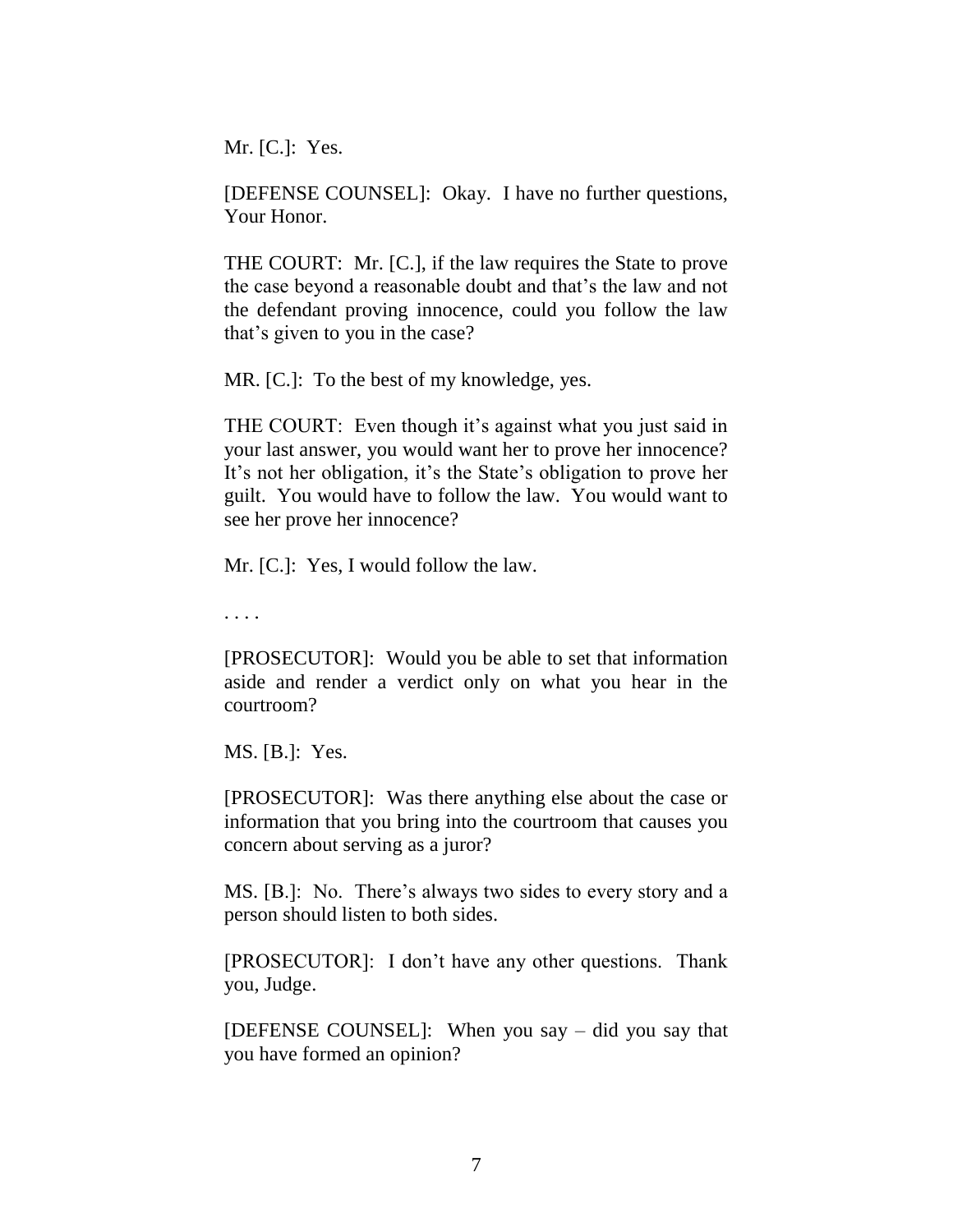Mr. [C.]: Yes.

[DEFENSE COUNSEL]: Okay. I have no further questions, Your Honor.

THE COURT: Mr. [C.], if the law requires the State to prove the case beyond a reasonable doubt and that's the law and not the defendant proving innocence, could you follow the law that's given to you in the case?

MR. [C.]: To the best of my knowledge, yes.

THE COURT: Even though it's against what you just said in your last answer, you would want her to prove her innocence? It's not her obligation, it's the State's obligation to prove her guilt. You would have to follow the law. You would want to see her prove her innocence?

Mr. [C.]: Yes, I would follow the law.

. . . .

[PROSECUTOR]: Would you be able to set that information aside and render a verdict only on what you hear in the courtroom?

MS. [B.]: Yes.

[PROSECUTOR]: Was there anything else about the case or information that you bring into the courtroom that causes you concern about serving as a juror?

MS. [B.]: No. There's always two sides to every story and a person should listen to both sides.

[PROSECUTOR]: I don't have any other questions. Thank you, Judge.

[DEFENSE COUNSEL]: When you say – did you say that you have formed an opinion?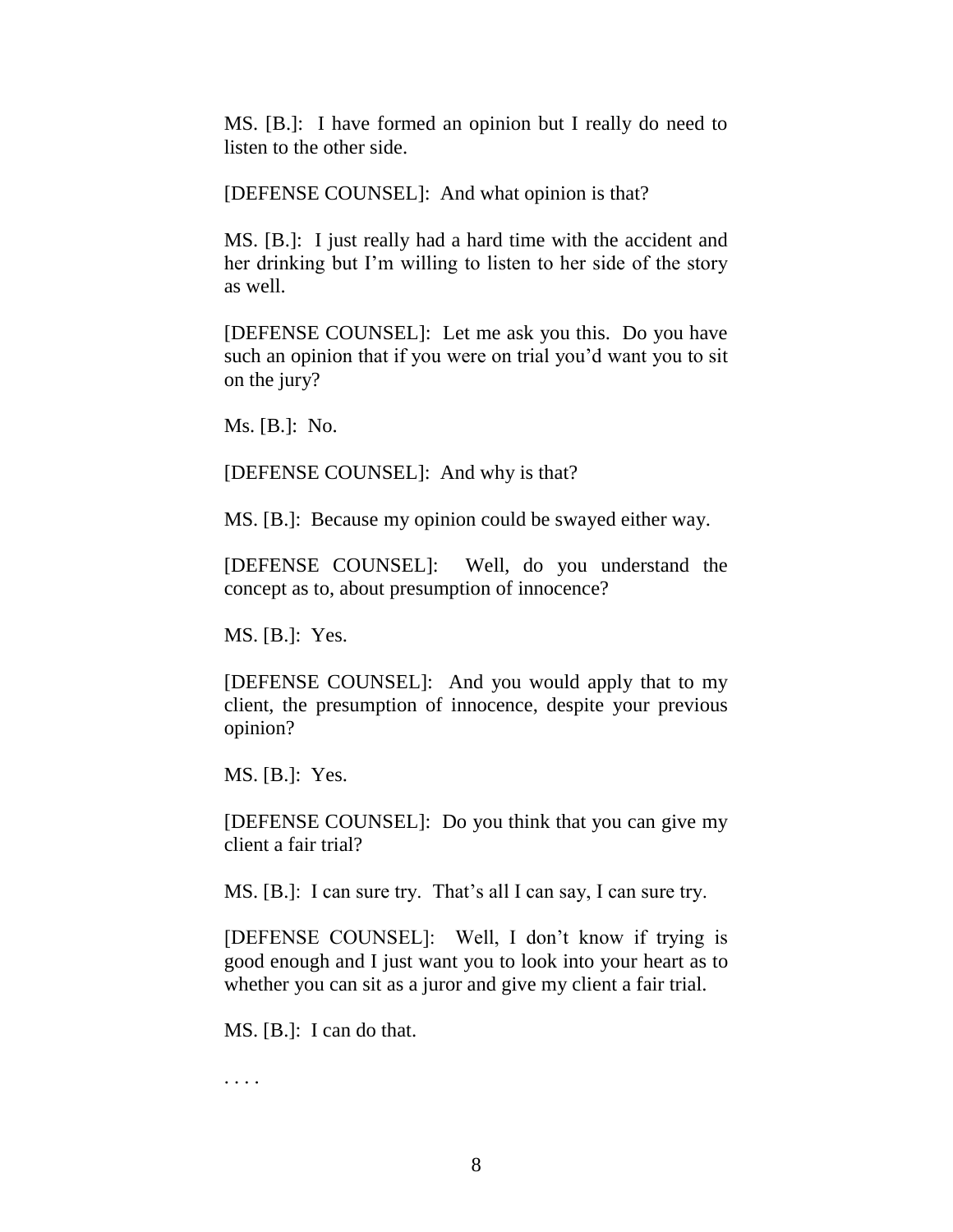MS. [B.]: I have formed an opinion but I really do need to listen to the other side.

[DEFENSE COUNSEL]: And what opinion is that?

MS. [B.]: I just really had a hard time with the accident and her drinking but I'm willing to listen to her side of the story as well.

[DEFENSE COUNSEL]: Let me ask you this. Do you have such an opinion that if you were on trial you'd want you to sit on the jury?

Ms. [B.]: No.

[DEFENSE COUNSEL]: And why is that?

MS. [B.]: Because my opinion could be swayed either way.

[DEFENSE COUNSEL]: Well, do you understand the concept as to, about presumption of innocence?

MS. [B.]: Yes.

[DEFENSE COUNSEL]: And you would apply that to my client, the presumption of innocence, despite your previous opinion?

MS. [B.]: Yes.

[DEFENSE COUNSEL]: Do you think that you can give my client a fair trial?

MS. [B.]: I can sure try. That's all I can say, I can sure try.

[DEFENSE COUNSEL]: Well, I don't know if trying is good enough and I just want you to look into your heart as to whether you can sit as a juror and give my client a fair trial.

MS. [B.]: I can do that.

. . . .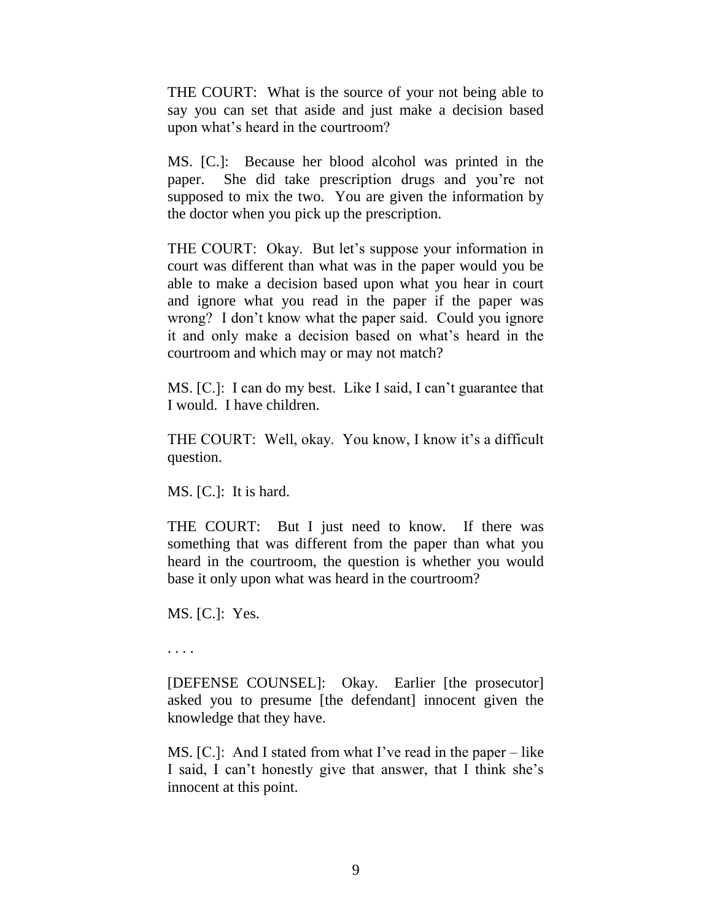THE COURT: What is the source of your not being able to say you can set that aside and just make a decision based upon what's heard in the courtroom?

MS. [C.]: Because her blood alcohol was printed in the paper. She did take prescription drugs and you're not supposed to mix the two. You are given the information by the doctor when you pick up the prescription.

THE COURT: Okay. But let's suppose your information in court was different than what was in the paper would you be able to make a decision based upon what you hear in court and ignore what you read in the paper if the paper was wrong? I don't know what the paper said. Could you ignore it and only make a decision based on what's heard in the courtroom and which may or may not match?

MS. [C.]: I can do my best. Like I said, I can't guarantee that I would. I have children.

THE COURT: Well, okay. You know, I know it's a difficult question.

MS. [C.]: It is hard.

THE COURT: But I just need to know. If there was something that was different from the paper than what you heard in the courtroom, the question is whether you would base it only upon what was heard in the courtroom?

MS. [C.]: Yes.

. . . .

[DEFENSE COUNSEL]: Okay. Earlier [the prosecutor] asked you to presume [the defendant] innocent given the knowledge that they have.

MS. [C.]: And I stated from what I've read in the paper – like I said, I can't honestly give that answer, that I think she's innocent at this point.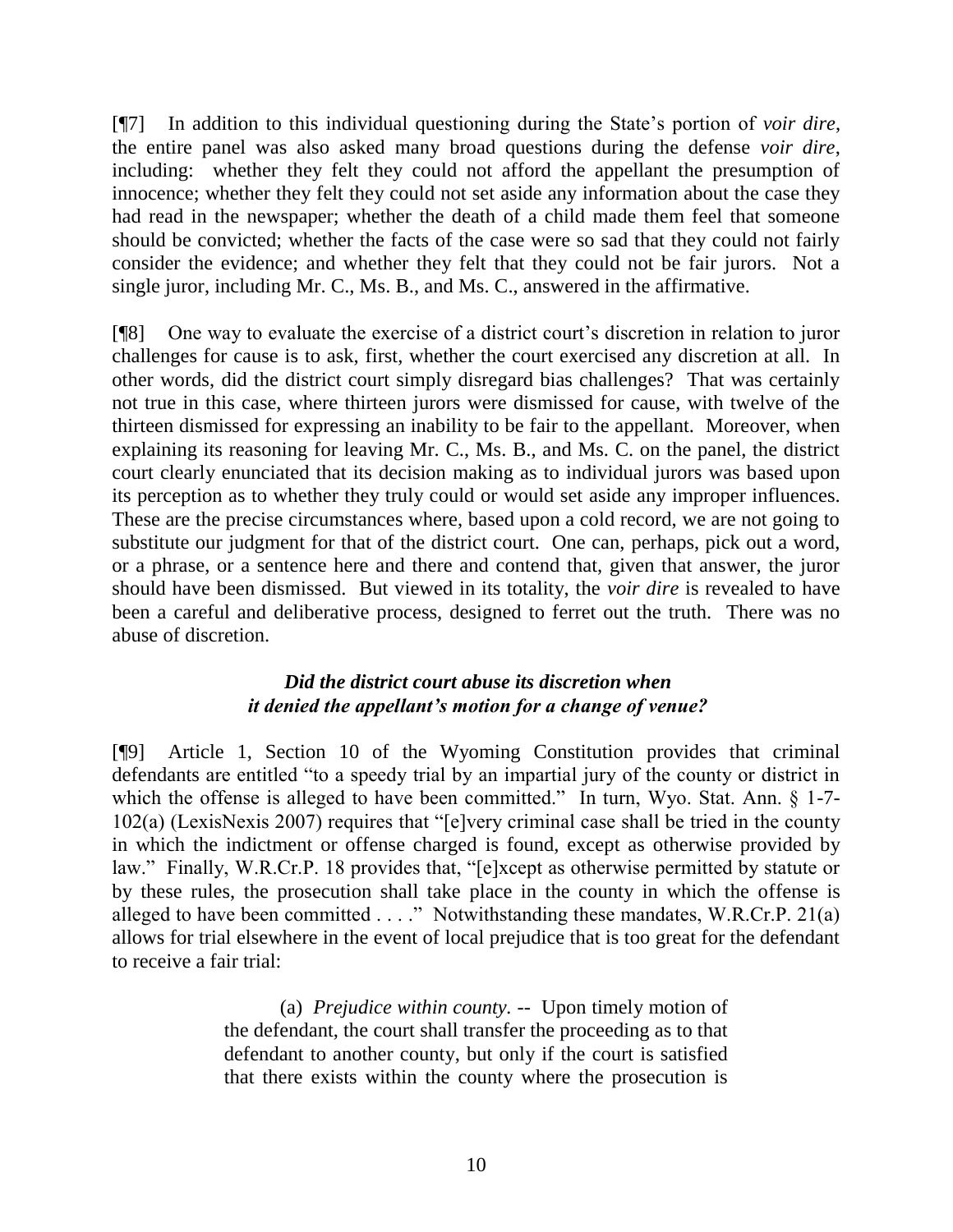[¶7] In addition to this individual questioning during the State's portion of *voir dire*, the entire panel was also asked many broad questions during the defense *voir dire*, including: whether they felt they could not afford the appellant the presumption of innocence; whether they felt they could not set aside any information about the case they had read in the newspaper; whether the death of a child made them feel that someone should be convicted; whether the facts of the case were so sad that they could not fairly consider the evidence; and whether they felt that they could not be fair jurors. Not a single juror, including Mr. C., Ms. B., and Ms. C., answered in the affirmative.

[¶8] One way to evaluate the exercise of a district court's discretion in relation to juror challenges for cause is to ask, first, whether the court exercised any discretion at all. In other words, did the district court simply disregard bias challenges? That was certainly not true in this case, where thirteen jurors were dismissed for cause, with twelve of the thirteen dismissed for expressing an inability to be fair to the appellant. Moreover, when explaining its reasoning for leaving Mr. C., Ms. B., and Ms. C. on the panel, the district court clearly enunciated that its decision making as to individual jurors was based upon its perception as to whether they truly could or would set aside any improper influences. These are the precise circumstances where, based upon a cold record, we are not going to substitute our judgment for that of the district court. One can, perhaps, pick out a word, or a phrase, or a sentence here and there and contend that, given that answer, the juror should have been dismissed. But viewed in its totality, the *voir dire* is revealed to have been a careful and deliberative process, designed to ferret out the truth. There was no abuse of discretion.

### *Did the district court abuse its discretion when it denied the appellant's motion for a change of venue?*

[¶9] Article 1, Section 10 of the Wyoming Constitution provides that criminal defendants are entitled "to a speedy trial by an impartial jury of the county or district in which the offense is alleged to have been committed." In turn, Wyo. Stat. Ann. § 1-7-102(a) (LexisNexis 2007) requires that "[e]very criminal case shall be tried in the county in which the indictment or offense charged is found, except as otherwise provided by law." Finally, W.R.Cr.P. 18 provides that, "[e]xcept as otherwise permitted by statute or by these rules, the prosecution shall take place in the county in which the offense is alleged to have been committed . . . ." Notwithstanding these mandates, W.R.Cr.P. 21(a) allows for trial elsewhere in the event of local prejudice that is too great for the defendant to receive a fair trial:

> (a) *Prejudice within county.* -- Upon timely motion of the defendant, the court shall transfer the proceeding as to that defendant to another county, but only if the court is satisfied that there exists within the county where the prosecution is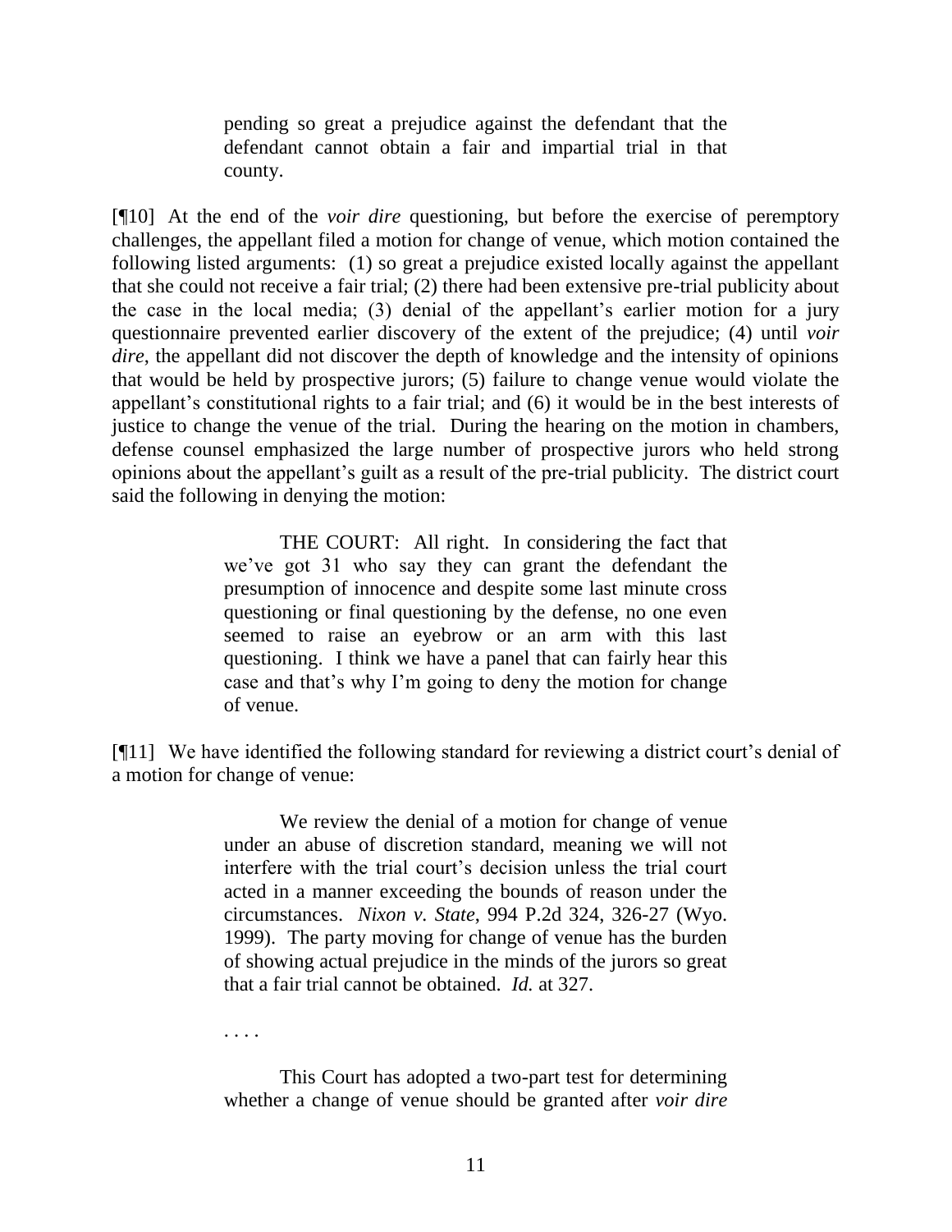> pending so great a prejudice against the defendant that the defendant cannot obtain a fair and impartial trial in that county.

[¶10] At the end of the *voir dire* questioning, but before the exercise of peremptory challenges, the appellant filed a motion for change of venue, which motion contained the following listed arguments: (1) so great a prejudice existed locally against the appellant that she could not receive a fair trial; (2) there had been extensive pre-trial publicity about the case in the local media; (3) denial of the appellant's earlier motion for a jury questionnaire prevented earlier discovery of the extent of the prejudice; (4) until *voir dire*, the appellant did not discover the depth of knowledge and the intensity of opinions that would be held by prospective jurors; (5) failure to change venue would violate the appellant's constitutional rights to a fair trial; and (6) it would be in the best interests of justice to change the venue of the trial. During the hearing on the motion in chambers, defense counsel emphasized the large number of prospective jurors who held strong opinions about the appellant's guilt as a result of the pre-trial publicity. The district court said the following in denying the motion:

> THE COURT: All right. In considering the fact that we've got 31 who say they can grant the defendant the presumption of innocence and despite some last minute cross questioning or final questioning by the defense, no one even seemed to raise an eyebrow or an arm with this last questioning. I think we have a panel that can fairly hear this case and that's why I'm going to deny the motion for change of venue.

[¶11] We have identified the following standard for reviewing a district court's denial of a motion for change of venue:

> We review the denial of a motion for change of venue under an abuse of discretion standard, meaning we will not interfere with the trial court's decision unless the trial court acted in a manner exceeding the bounds of reason under the circumstances. *Nixon v. State*, 994 P.2d 324, 326-27 (Wyo. 1999). The party moving for change of venue has the burden of showing actual prejudice in the minds of the jurors so great that a fair trial cannot be obtained. *Id.* at 327.
>
> . . . .
>
> This Court has adopted a two-part test for determining whether a change of venue should be granted after *voir dire*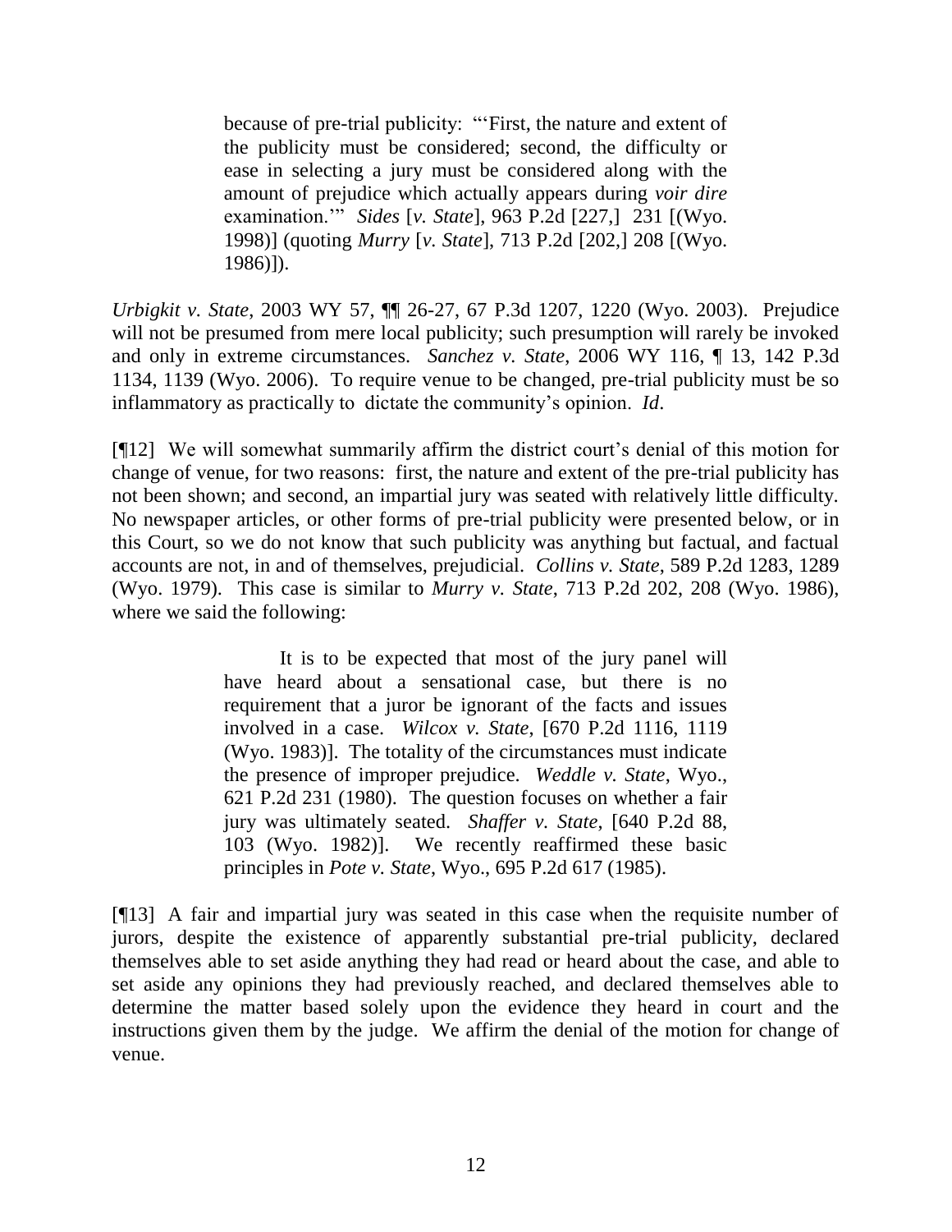> because of pre-trial publicity: "'First, the nature and extent of the publicity must be considered; second, the difficulty or ease in selecting a jury must be considered along with the amount of prejudice which actually appears during *voir dire* examination.'" *Sides* [*v. State*], 963 P.2d [227,] 231 [(Wyo. 1998)] (quoting *Murry* [*v. State*], 713 P.2d [202,] 208 [(Wyo. 1986)]).

*Urbigkit v. State*, 2003 WY 57, ¶¶ 26-27, 67 P.3d 1207, 1220 (Wyo. 2003). Prejudice will not be presumed from mere local publicity; such presumption will rarely be invoked and only in extreme circumstances. *Sanchez v. State*, 2006 WY 116, ¶ 13, 142 P.3d 1134, 1139 (Wyo. 2006). To require venue to be changed, pre-trial publicity must be so inflammatory as practically to dictate the community's opinion. *Id*.

[¶12] We will somewhat summarily affirm the district court's denial of this motion for change of venue, for two reasons: first, the nature and extent of the pre-trial publicity has not been shown; and second, an impartial jury was seated with relatively little difficulty. No newspaper articles, or other forms of pre-trial publicity were presented below, or in this Court, so we do not know that such publicity was anything but factual, and factual accounts are not, in and of themselves, prejudicial. *Collins v. State*, 589 P.2d 1283, 1289 (Wyo. 1979). This case is similar to *Murry v. State*, 713 P.2d 202, 208 (Wyo. 1986), where we said the following:

> It is to be expected that most of the jury panel will have heard about a sensational case, but there is no requirement that a juror be ignorant of the facts and issues involved in a case. *Wilcox v. State*, [670 P.2d 1116, 1119 (Wyo. 1983)]. The totality of the circumstances must indicate the presence of improper prejudice. *Weddle v. State*, Wyo., 621 P.2d 231 (1980). The question focuses on whether a fair jury was ultimately seated. *Shaffer v. State*, [640 P.2d 88, 103 (Wyo. 1982)]. We recently reaffirmed these basic principles in *Pote v. State*, Wyo., 695 P.2d 617 (1985).

[¶13] A fair and impartial jury was seated in this case when the requisite number of jurors, despite the existence of apparently substantial pre-trial publicity, declared themselves able to set aside anything they had read or heard about the case, and able to set aside any opinions they had previously reached, and declared themselves able to determine the matter based solely upon the evidence they heard in court and the instructions given them by the judge. We affirm the denial of the motion for change of venue.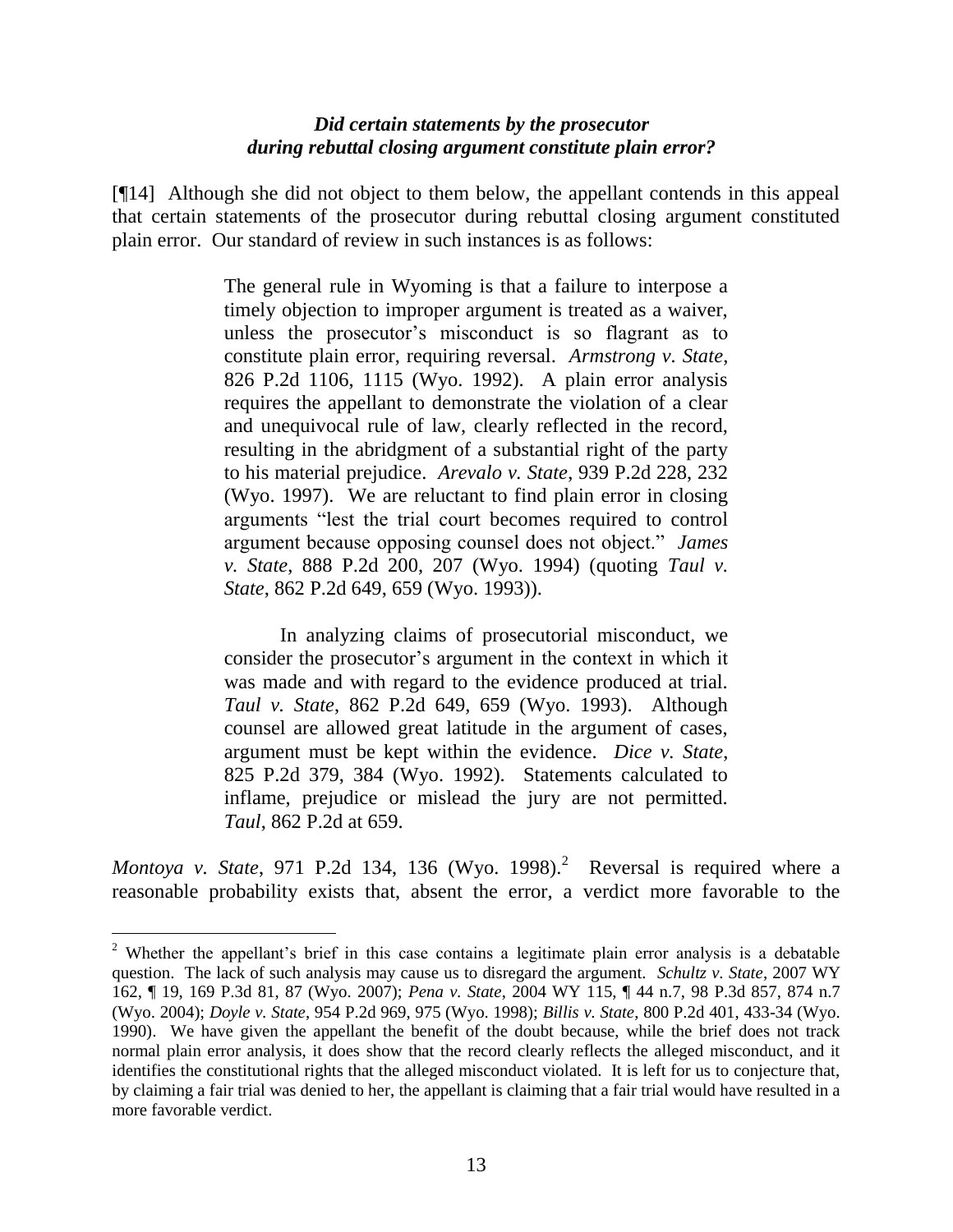### *Did certain statements by the prosecutor during rebuttal closing argument constitute plain error?*

[¶14] Although she did not object to them below, the appellant contends in this appeal that certain statements of the prosecutor during rebuttal closing argument constituted plain error. Our standard of review in such instances is as follows:

> The general rule in Wyoming is that a failure to interpose a timely objection to improper argument is treated as a waiver, unless the prosecutor's misconduct is so flagrant as to constitute plain error, requiring reversal. *Armstrong v. State*, 826 P.2d 1106, 1115 (Wyo. 1992). A plain error analysis requires the appellant to demonstrate the violation of a clear and unequivocal rule of law, clearly reflected in the record, resulting in the abridgment of a substantial right of the party to his material prejudice. *Arevalo v. State*, 939 P.2d 228, 232 (Wyo. 1997). We are reluctant to find plain error in closing arguments "lest the trial court becomes required to control argument because opposing counsel does not object." *James v. State*, 888 P.2d 200, 207 (Wyo. 1994) (quoting *Taul v. State*, 862 P.2d 649, 659 (Wyo. 1993)).
>
> In analyzing claims of prosecutorial misconduct, we consider the prosecutor's argument in the context in which it was made and with regard to the evidence produced at trial. *Taul v. State*, 862 P.2d 649, 659 (Wyo. 1993). Although counsel are allowed great latitude in the argument of cases, argument must be kept within the evidence. *Dice v. State*, 825 P.2d 379, 384 (Wyo. 1992). Statements calculated to inflame, prejudice or mislead the jury are not permitted. *Taul*, 862 P.2d at 659.

*Montoya v. State*, 971 P.2d 134, 136 (Wyo. 1998).[2] Reversal is required where a reasonable probability exists that, absent the error, a verdict more favorable to the

---

[2] Whether the appellant's brief in this case contains a legitimate plain error analysis is a debatable question. The lack of such analysis may cause us to disregard the argument. *Schultz v. State*, 2007 WY 162, ¶ 19, 169 P.3d 81, 87 (Wyo. 2007); *Pena v. State*, 2004 WY 115, ¶ 44 n.7, 98 P.3d 857, 874 n.7 (Wyo. 2004); *Doyle v. State*, 954 P.2d 969, 975 (Wyo. 1998); *Billis v. State*, 800 P.2d 401, 433-34 (Wyo. 1990). We have given the appellant the benefit of the doubt because, while the brief does not track normal plain error analysis, it does show that the record clearly reflects the alleged misconduct, and it identifies the constitutional rights that the alleged misconduct violated. It is left for us to conjecture that, by claiming a fair trial was denied to her, the appellant is claiming that a fair trial would have resulted in a more favorable verdict.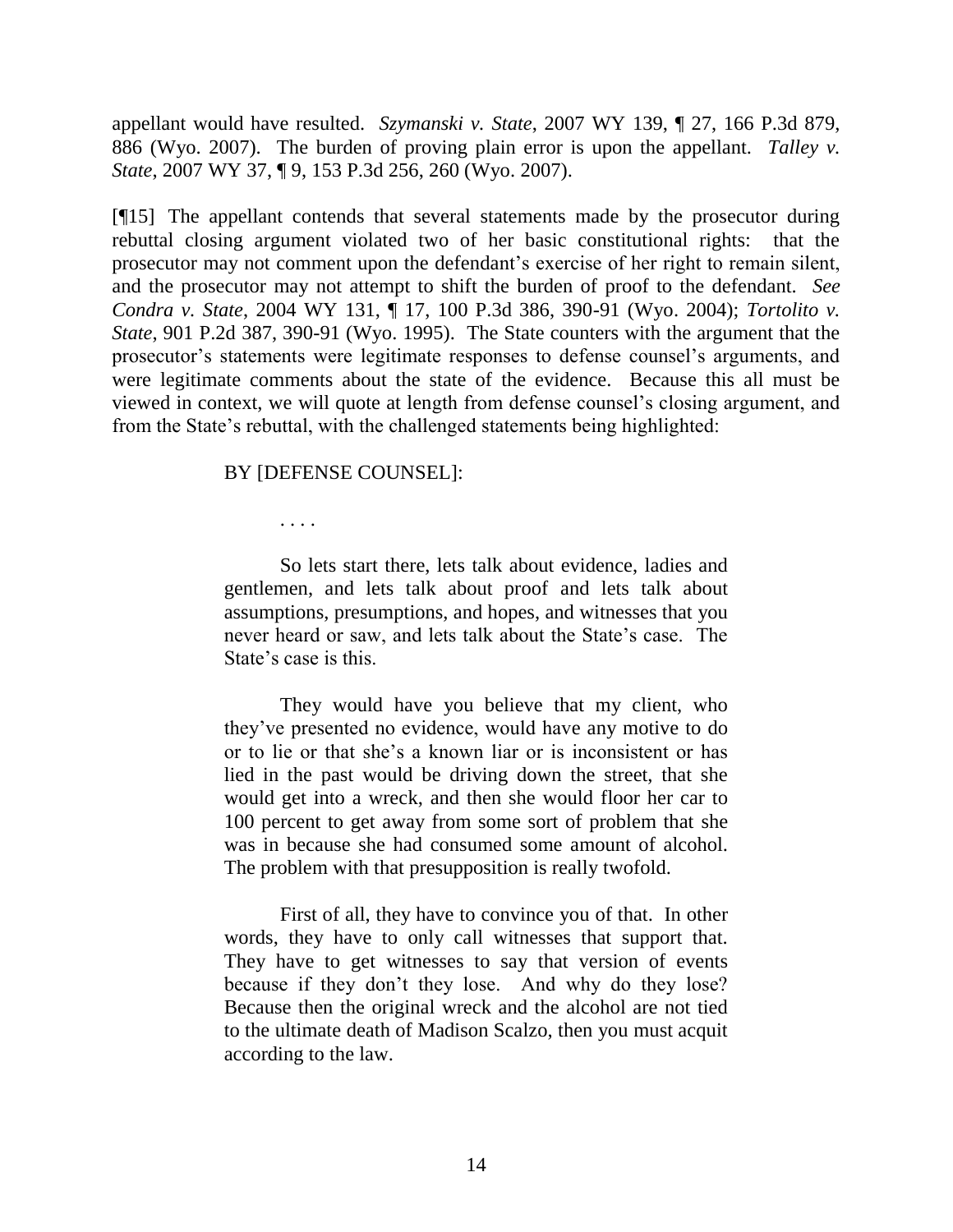appellant would have resulted. *Szymanski v. State*, 2007 WY 139, ¶ 27, 166 P.3d 879, 886 (Wyo. 2007). The burden of proving plain error is upon the appellant. *Talley v. State*, 2007 WY 37, ¶ 9, 153 P.3d 256, 260 (Wyo. 2007).

[¶15] The appellant contends that several statements made by the prosecutor during rebuttal closing argument violated two of her basic constitutional rights: that the prosecutor may not comment upon the defendant's exercise of her right to remain silent, and the prosecutor may not attempt to shift the burden of proof to the defendant. *See Condra v. State*, 2004 WY 131, ¶ 17, 100 P.3d 386, 390-91 (Wyo. 2004); *Tortolito v. State*, 901 P.2d 387, 390-91 (Wyo. 1995). The State counters with the argument that the prosecutor's statements were legitimate responses to defense counsel's arguments, and were legitimate comments about the state of the evidence. Because this all must be viewed in context, we will quote at length from defense counsel's closing argument, and from the State's rebuttal, with the challenged statements being highlighted:

> BY [DEFENSE COUNSEL]:
>
> . . . .
>
> So lets start there, lets talk about evidence, ladies and gentlemen, and lets talk about proof and lets talk about assumptions, presumptions, and hopes, and witnesses that you never heard or saw, and lets talk about the State's case. The State's case is this.
>
> They would have you believe that my client, who they've presented no evidence, would have any motive to do or to lie or that she's a known liar or is inconsistent or has lied in the past would be driving down the street, that she would get into a wreck, and then she would floor her car to 100 percent to get away from some sort of problem that she was in because she had consumed some amount of alcohol. The problem with that presupposition is really twofold.
>
> First of all, they have to convince you of that. In other words, they have to only call witnesses that support that. They have to get witnesses to say that version of events because if they don't they lose. And why do they lose? Because then the original wreck and the alcohol are not tied to the ultimate death of Madison Scalzo, then you must acquit according to the law.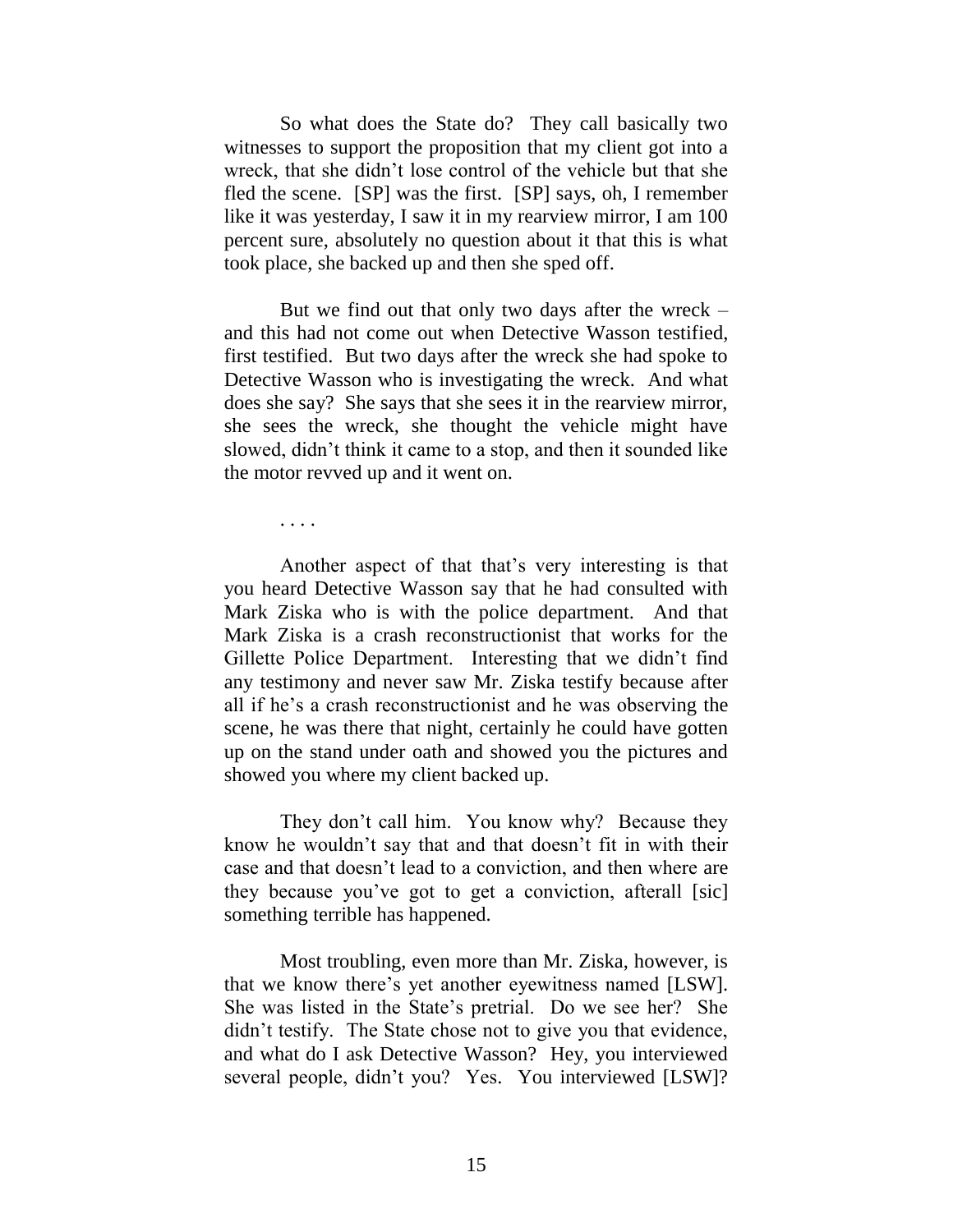So what does the State do? They call basically two witnesses to support the proposition that my client got into a wreck, that she didn't lose control of the vehicle but that she fled the scene. [SP] was the first. [SP] says, oh, I remember like it was yesterday, I saw it in my rearview mirror, I am 100 percent sure, absolutely no question about it that this is what took place, she backed up and then she sped off.

But we find out that only two days after the wreck – and this had not come out when Detective Wasson testified, first testified. But two days after the wreck she had spoke to Detective Wasson who is investigating the wreck. And what does she say? She says that she sees it in the rearview mirror, she sees the wreck, she thought the vehicle might have slowed, didn't think it came to a stop, and then it sounded like the motor revved up and it went on.

. . . .

Another aspect of that that's very interesting is that you heard Detective Wasson say that he had consulted with Mark Ziska who is with the police department. And that Mark Ziska is a crash reconstructionist that works for the Gillette Police Department. Interesting that we didn't find any testimony and never saw Mr. Ziska testify because after all if he's a crash reconstructionist and he was observing the scene, he was there that night, certainly he could have gotten up on the stand under oath and showed you the pictures and showed you where my client backed up.

They don't call him. You know why? Because they know he wouldn't say that and that doesn't fit in with their case and that doesn't lead to a conviction, and then where are they because you've got to get a conviction, afterall [sic] something terrible has happened.

Most troubling, even more than Mr. Ziska, however, is that we know there's yet another eyewitness named [LSW]. She was listed in the State's pretrial. Do we see her? She didn't testify. The State chose not to give you that evidence, and what do I ask Detective Wasson? Hey, you interviewed several people, didn't you? Yes. You interviewed [LSW]?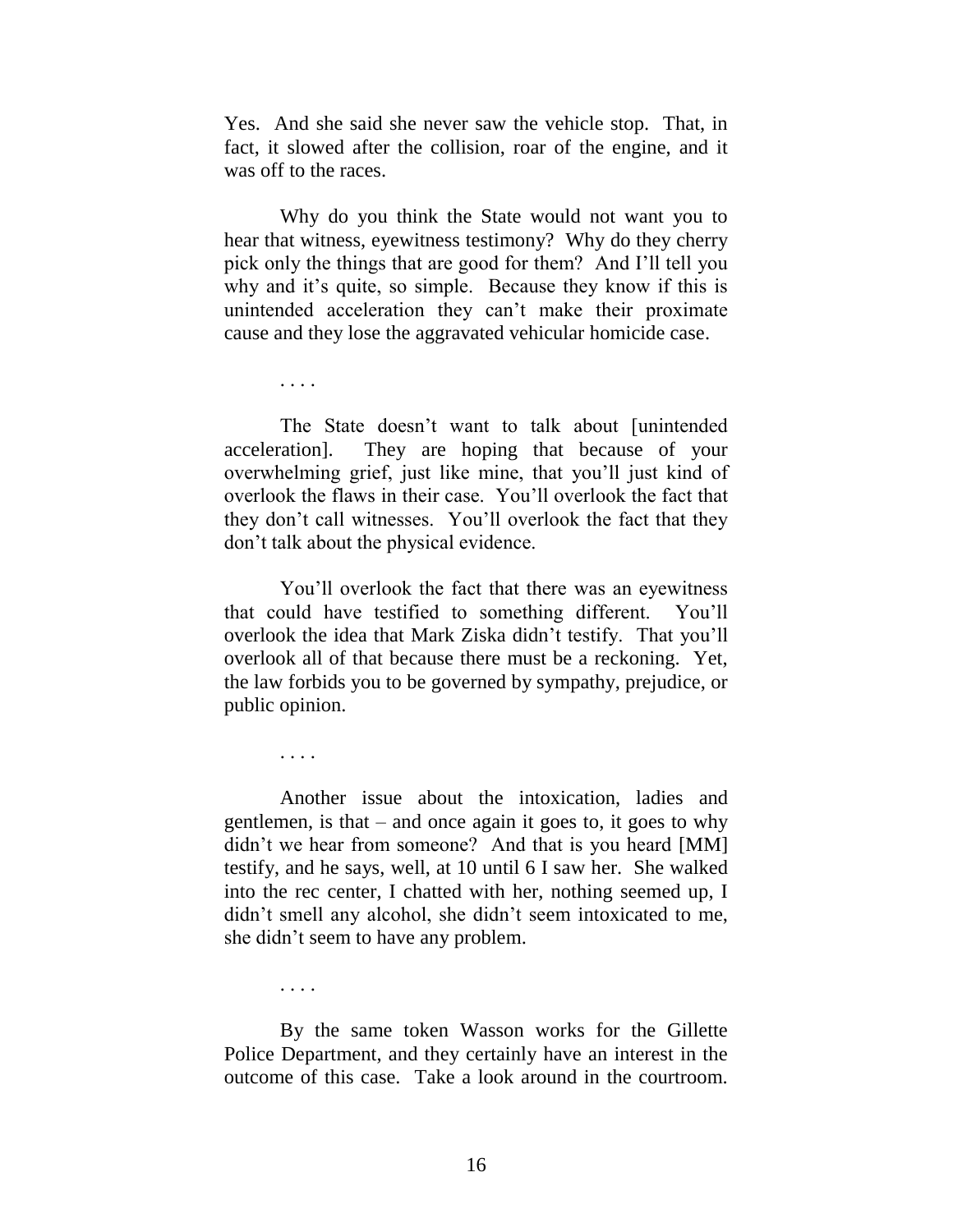Yes. And she said she never saw the vehicle stop. That, in fact, it slowed after the collision, roar of the engine, and it was off to the races.

Why do you think the State would not want you to hear that witness, eyewitness testimony? Why do they cherry pick only the things that are good for them? And I'll tell you why and it's quite, so simple. Because they know if this is unintended acceleration they can't make their proximate cause and they lose the aggravated vehicular homicide case.

. . . .

The State doesn't want to talk about [unintended acceleration]. They are hoping that because of your overwhelming grief, just like mine, that you'll just kind of overlook the flaws in their case. You'll overlook the fact that they don't call witnesses. You'll overlook the fact that they don't talk about the physical evidence.

You'll overlook the fact that there was an eyewitness that could have testified to something different. You'll overlook the idea that Mark Ziska didn't testify. That you'll overlook all of that because there must be a reckoning. Yet, the law forbids you to be governed by sympathy, prejudice, or public opinion.

. . . .

Another issue about the intoxication, ladies and gentlemen, is that – and once again it goes to, it goes to why didn't we hear from someone? And that is you heard [MM] testify, and he says, well, at 10 until 6 I saw her. She walked into the rec center, I chatted with her, nothing seemed up, I didn't smell any alcohol, she didn't seem intoxicated to me, she didn't seem to have any problem.

. . . .

By the same token Wasson works for the Gillette Police Department, and they certainly have an interest in the outcome of this case. Take a look around in the courtroom.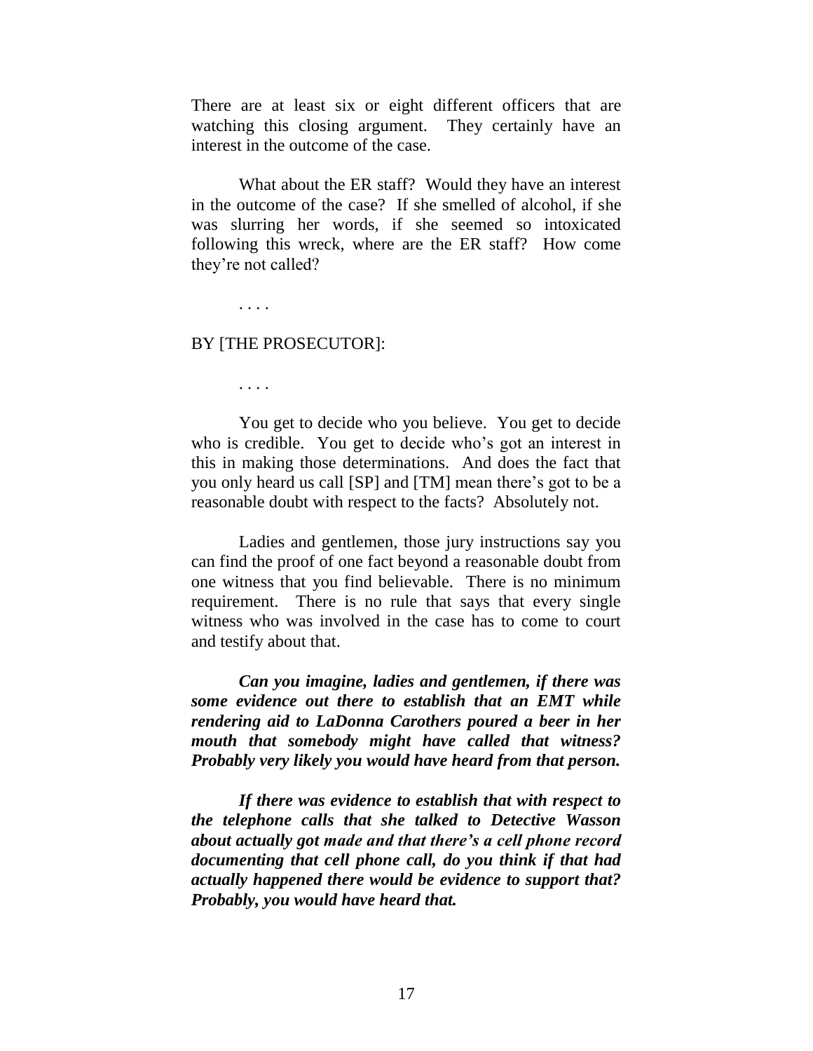There are at least six or eight different officers that are watching this closing argument. They certainly have an interest in the outcome of the case.

What about the ER staff? Would they have an interest in the outcome of the case? If she smelled of alcohol, if she was slurring her words, if she seemed so intoxicated following this wreck, where are the ER staff? How come they're not called?

. . . .

BY [THE PROSECUTOR]:

. . . .

You get to decide who you believe. You get to decide who is credible. You get to decide who's got an interest in this in making those determinations. And does the fact that you only heard us call [SP] and [TM] mean there's got to be a reasonable doubt with respect to the facts? Absolutely not.

Ladies and gentlemen, those jury instructions say you can find the proof of one fact beyond a reasonable doubt from one witness that you find believable. There is no minimum requirement. There is no rule that says that every single witness who was involved in the case has to come to court and testify about that.

***Can you imagine, ladies and gentlemen, if there was some evidence out there to establish that an EMT while rendering aid to LaDonna Carothers poured a beer in her mouth that somebody might have called that witness? Probably very likely you would have heard from that person.***

***If there was evidence to establish that with respect to the telephone calls that she talked to Detective Wasson about actually got made and that there's a cell phone record documenting that cell phone call, do you think if that had actually happened there would be evidence to support that? Probably, you would have heard that.***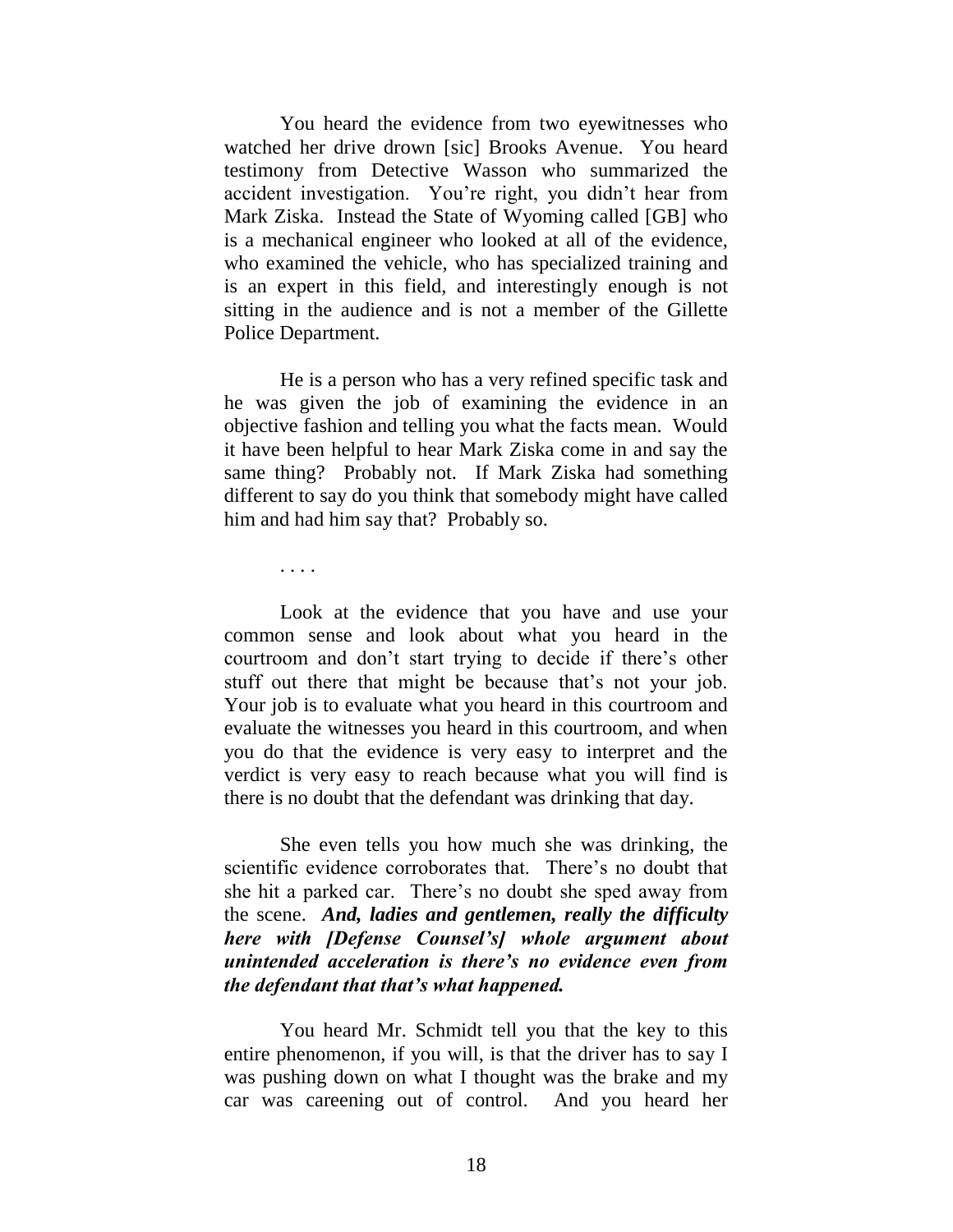You heard the evidence from two eyewitnesses who watched her drive drown [sic] Brooks Avenue. You heard testimony from Detective Wasson who summarized the accident investigation. You're right, you didn't hear from Mark Ziska. Instead the State of Wyoming called [GB] who is a mechanical engineer who looked at all of the evidence, who examined the vehicle, who has specialized training and is an expert in this field, and interestingly enough is not sitting in the audience and is not a member of the Gillette Police Department.

He is a person who has a very refined specific task and he was given the job of examining the evidence in an objective fashion and telling you what the facts mean. Would it have been helpful to hear Mark Ziska come in and say the same thing? Probably not. If Mark Ziska had something different to say do you think that somebody might have called him and had him say that? Probably so.

. . . .

Look at the evidence that you have and use your common sense and look about what you heard in the courtroom and don't start trying to decide if there's other stuff out there that might be because that's not your job. Your job is to evaluate what you heard in this courtroom and evaluate the witnesses you heard in this courtroom, and when you do that the evidence is very easy to interpret and the verdict is very easy to reach because what you will find is there is no doubt that the defendant was drinking that day.

She even tells you how much she was drinking, the scientific evidence corroborates that. There's no doubt that she hit a parked car. There's no doubt she sped away from the scene. ***And, ladies and gentlemen, really the difficulty here with [Defense Counsel's] whole argument about unintended acceleration is there's no evidence even from the defendant that that's what happened.***

You heard Mr. Schmidt tell you that the key to this entire phenomenon, if you will, is that the driver has to say I was pushing down on what I thought was the brake and my car was careening out of control. And you heard her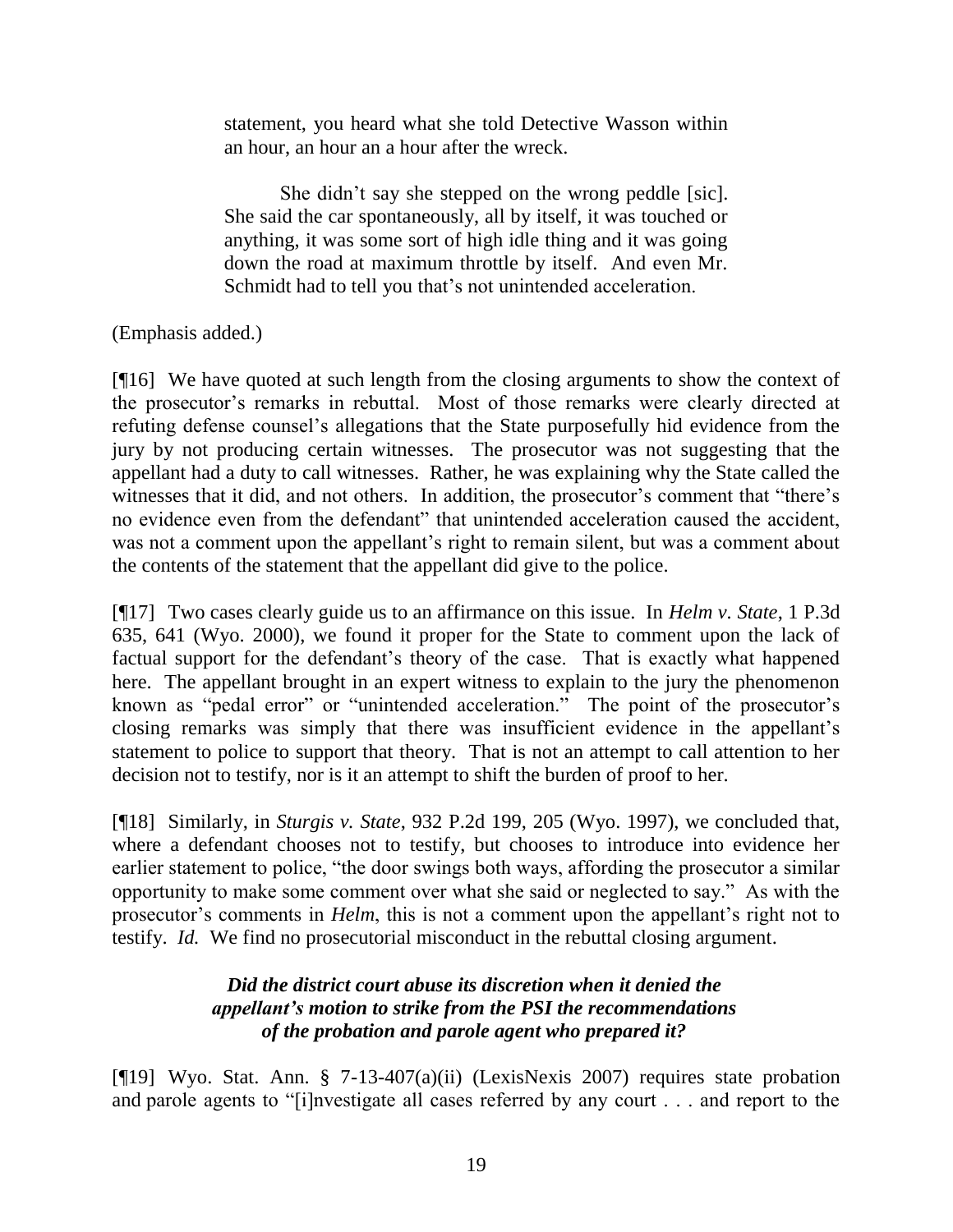> statement, you heard what she told Detective Wasson within an hour, an hour an a hour after the wreck.
>
> She didn't say she stepped on the wrong peddle [sic]. She said the car spontaneously, all by itself, it was touched or anything, it was some sort of high idle thing and it was going down the road at maximum throttle by itself. And even Mr. Schmidt had to tell you that's not unintended acceleration.

(Emphasis added.)

[¶16] We have quoted at such length from the closing arguments to show the context of the prosecutor's remarks in rebuttal. Most of those remarks were clearly directed at refuting defense counsel's allegations that the State purposefully hid evidence from the jury by not producing certain witnesses. The prosecutor was not suggesting that the appellant had a duty to call witnesses. Rather, he was explaining why the State called the witnesses that it did, and not others. In addition, the prosecutor's comment that "there's no evidence even from the defendant" that unintended acceleration caused the accident, was not a comment upon the appellant's right to remain silent, but was a comment about the contents of the statement that the appellant did give to the police.

[¶17] Two cases clearly guide us to an affirmance on this issue. In *Helm v. State*, 1 P.3d 635, 641 (Wyo. 2000), we found it proper for the State to comment upon the lack of factual support for the defendant's theory of the case. That is exactly what happened here. The appellant brought in an expert witness to explain to the jury the phenomenon known as "pedal error" or "unintended acceleration." The point of the prosecutor's closing remarks was simply that there was insufficient evidence in the appellant's statement to police to support that theory. That is not an attempt to call attention to her decision not to testify, nor is it an attempt to shift the burden of proof to her.

[¶18] Similarly, in *Sturgis v. State*, 932 P.2d 199, 205 (Wyo. 1997), we concluded that, where a defendant chooses not to testify, but chooses to introduce into evidence her earlier statement to police, "the door swings both ways, affording the prosecutor a similar opportunity to make some comment over what she said or neglected to say." As with the prosecutor's comments in *Helm*, this is not a comment upon the appellant's right not to testify. *Id.* We find no prosecutorial misconduct in the rebuttal closing argument.

### *Did the district court abuse its discretion when it denied the appellant's motion to strike from the PSI the recommendations of the probation and parole agent who prepared it?*

[¶19] Wyo. Stat. Ann. § 7-13-407(a)(ii) (LexisNexis 2007) requires state probation and parole agents to "[i]nvestigate all cases referred by any court . . . and report to the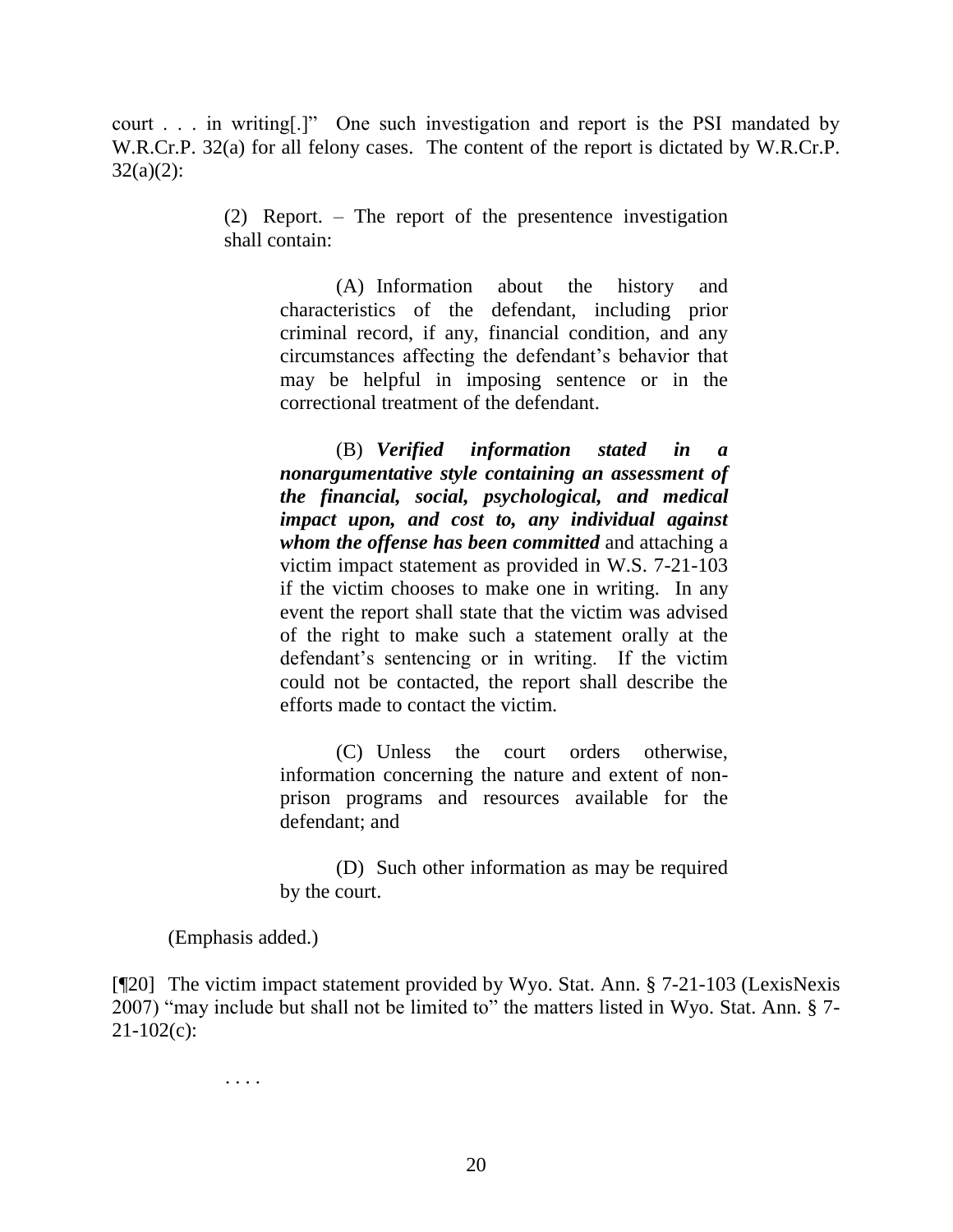court . . . in writing[.]" One such investigation and report is the PSI mandated by W.R.Cr.P. 32(a) for all felony cases. The content of the report is dictated by W.R.Cr.P. 32(a)(2):

> (2) Report. – The report of the presentence investigation shall contain:
>
> > (A) Information about the history and characteristics of the defendant, including prior criminal record, if any, financial condition, and any circumstances affecting the defendant's behavior that may be helpful in imposing sentence or in the correctional treatment of the defendant.
> >
> > (B) ***Verified information stated in a nonargumentative style containing an assessment of the financial, social, psychological, and medical impact upon, and cost to, any individual against whom the offense has been committed*** and attaching a victim impact statement as provided in W.S. 7-21-103 if the victim chooses to make one in writing. In any event the report shall state that the victim was advised of the right to make such a statement orally at the defendant's sentencing or in writing. If the victim could not be contacted, the report shall describe the efforts made to contact the victim.
> >
> > (C) Unless the court orders otherwise, information concerning the nature and extent of non-prison programs and resources available for the defendant; and
> >
> > (D) Such other information as may be required by the court.

(Emphasis added.)

[¶20] The victim impact statement provided by Wyo. Stat. Ann. § 7-21-103 (LexisNexis 2007) "may include but shall not be limited to" the matters listed in Wyo. Stat. Ann. § 7-21-102(c):

> . . . .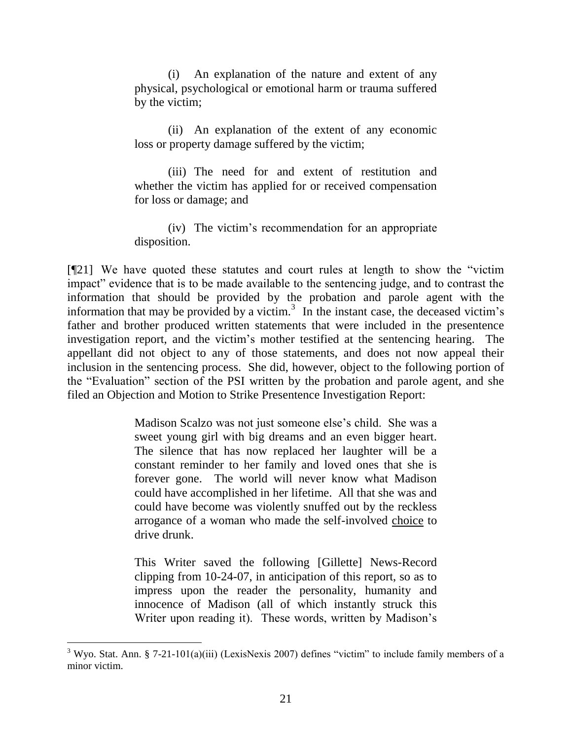(i) An explanation of the nature and extent of any physical, psychological or emotional harm or trauma suffered by the victim;

(ii) An explanation of the extent of any economic loss or property damage suffered by the victim;

(iii) The need for and extent of restitution and whether the victim has applied for or received compensation for loss or damage; and

(iv) The victim's recommendation for an appropriate disposition.

[¶21] We have quoted these statutes and court rules at length to show the "victim impact" evidence that is to be made available to the sentencing judge, and to contrast the information that should be provided by the probation and parole agent with the information that may be provided by a victim.[3] In the instant case, the deceased victim's father and brother produced written statements that were included in the presentence investigation report, and the victim's mother testified at the sentencing hearing. The appellant did not object to any of those statements, and does not now appeal their inclusion in the sentencing process. She did, however, object to the following portion of the "Evaluation" section of the PSI written by the probation and parole agent, and she filed an Objection and Motion to Strike Presentence Investigation Report:

> Madison Scalzo was not just someone else's child. She was a sweet young girl with big dreams and an even bigger heart. The silence that has now replaced her laughter will be a constant reminder to her family and loved ones that she is forever gone. The world will never know what Madison could have accomplished in her lifetime. All that she was and could have become was violently snuffed out by the reckless arrogance of a woman who made the self-involved <u>choice</u> to drive drunk.
>
> This Writer saved the following [Gillette] News-Record clipping from 10-24-07, in anticipation of this report, so as to impress upon the reader the personality, humanity and innocence of Madison (all of which instantly struck this Writer upon reading it). These words, written by Madison's

---

[3] Wyo. Stat. Ann. § 7-21-101(a)(iii) (LexisNexis 2007) defines "victim" to include family members of a minor victim.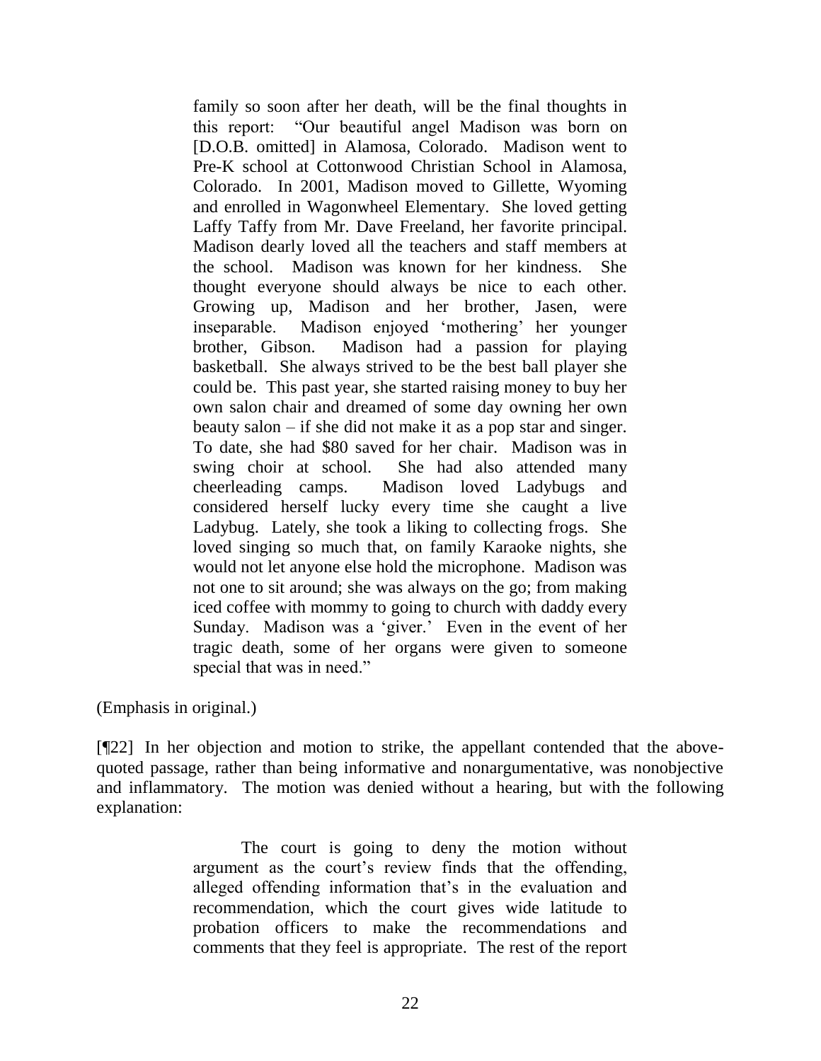> family so soon after her death, will be the final thoughts in this report: "Our beautiful angel Madison was born on [D.O.B. omitted] in Alamosa, Colorado. Madison went to Pre-K school at Cottonwood Christian School in Alamosa, Colorado. In 2001, Madison moved to Gillette, Wyoming and enrolled in Wagonwheel Elementary. She loved getting Laffy Taffy from Mr. Dave Freeland, her favorite principal. Madison dearly loved all the teachers and staff members at the school. Madison was known for her kindness. She thought everyone should always be nice to each other. Growing up, Madison and her brother, Jasen, were inseparable. Madison enjoyed 'mothering' her younger brother, Gibson. Madison had a passion for playing basketball. She always strived to be the best ball player she could be. This past year, she started raising money to buy her own salon chair and dreamed of some day owning her own beauty salon – if she did not make it as a pop star and singer. To date, she had $80 saved for her chair. Madison was in swing choir at school. She had also attended many cheerleading camps. Madison loved Ladybugs and considered herself lucky every time she caught a live Ladybug. Lately, she took a liking to collecting frogs. She loved singing so much that, on family Karaoke nights, she would not let anyone else hold the microphone. Madison was not one to sit around; she was always on the go; from making iced coffee with mommy to going to church with daddy every Sunday. Madison was a 'giver.' Even in the event of her tragic death, some of her organs were given to someone special that was in need."

(Emphasis in original.)

[¶22] In her objection and motion to strike, the appellant contended that the above-quoted passage, rather than being informative and nonargumentative, was nonobjective and inflammatory. The motion was denied without a hearing, but with the following explanation:

> The court is going to deny the motion without argument as the court's review finds that the offending, alleged offending information that's in the evaluation and recommendation, which the court gives wide latitude to probation officers to make the recommendations and comments that they feel is appropriate. The rest of the report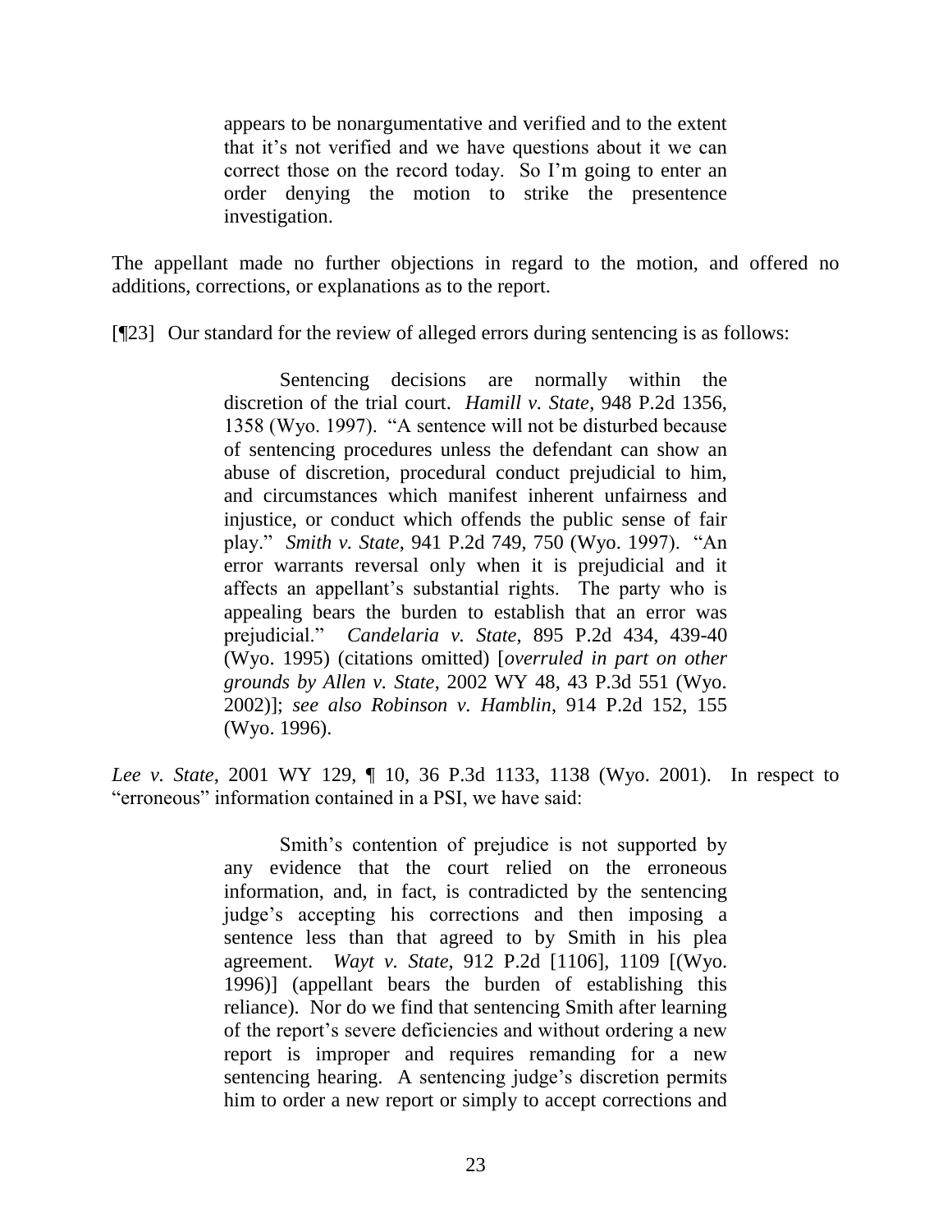> appears to be nonargumentative and verified and to the extent that it's not verified and we have questions about it we can correct those on the record today. So I'm going to enter an order denying the motion to strike the presentence investigation.

The appellant made no further objections in regard to the motion, and offered no additions, corrections, or explanations as to the report.

[¶23] Our standard for the review of alleged errors during sentencing is as follows:

> Sentencing decisions are normally within the discretion of the trial court. *Hamill v. State*, 948 P.2d 1356, 1358 (Wyo. 1997). "A sentence will not be disturbed because of sentencing procedures unless the defendant can show an abuse of discretion, procedural conduct prejudicial to him, and circumstances which manifest inherent unfairness and injustice, or conduct which offends the public sense of fair play." *Smith v. State*, 941 P.2d 749, 750 (Wyo. 1997). "An error warrants reversal only when it is prejudicial and it affects an appellant's substantial rights. The party who is appealing bears the burden to establish that an error was prejudicial." *Candelaria v. State*, 895 P.2d 434, 439-40 (Wyo. 1995) (citations omitted) [*overruled in part on other grounds by Allen v. State*, 2002 WY 48, 43 P.3d 551 (Wyo. 2002)]; *see also Robinson v. Hamblin*, 914 P.2d 152, 155 (Wyo. 1996).

*Lee v. State*, 2001 WY 129, ¶ 10, 36 P.3d 1133, 1138 (Wyo. 2001). In respect to "erroneous" information contained in a PSI, we have said:

> Smith's contention of prejudice is not supported by any evidence that the court relied on the erroneous information, and, in fact, is contradicted by the sentencing judge's accepting his corrections and then imposing a sentence less than that agreed to by Smith in his plea agreement. *Wayt v. State*, 912 P.2d [1106], 1109 [(Wyo. 1996)] (appellant bears the burden of establishing this reliance). Nor do we find that sentencing Smith after learning of the report's severe deficiencies and without ordering a new report is improper and requires remanding for a new sentencing hearing. A sentencing judge's discretion permits him to order a new report or simply to accept corrections and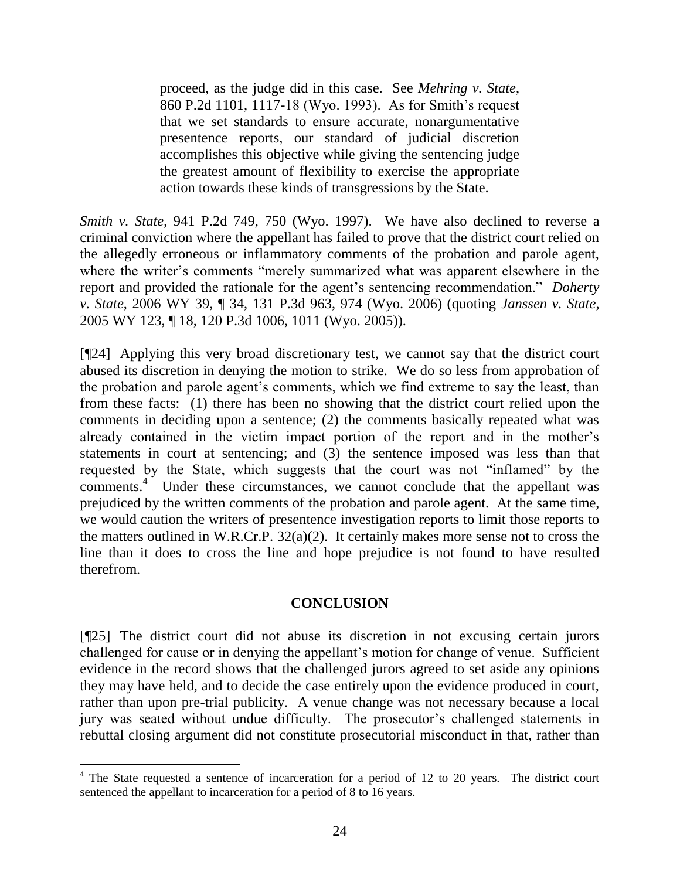> proceed, as the judge did in this case. See *Mehring v. State*, 860 P.2d 1101, 1117-18 (Wyo. 1993). As for Smith's request that we set standards to ensure accurate, nonargumentative presentence reports, our standard of judicial discretion accomplishes this objective while giving the sentencing judge the greatest amount of flexibility to exercise the appropriate action towards these kinds of transgressions by the State.

*Smith v. State*, 941 P.2d 749, 750 (Wyo. 1997). We have also declined to reverse a criminal conviction where the appellant has failed to prove that the district court relied on the allegedly erroneous or inflammatory comments of the probation and parole agent, where the writer's comments "merely summarized what was apparent elsewhere in the report and provided the rationale for the agent's sentencing recommendation." *Doherty v. State*, 2006 WY 39, ¶ 34, 131 P.3d 963, 974 (Wyo. 2006) (quoting *Janssen v. State*, 2005 WY 123, ¶ 18, 120 P.3d 1006, 1011 (Wyo. 2005)).

[¶24] Applying this very broad discretionary test, we cannot say that the district court abused its discretion in denying the motion to strike. We do so less from approbation of the probation and parole agent's comments, which we find extreme to say the least, than from these facts: (1) there has been no showing that the district court relied upon the comments in deciding upon a sentence; (2) the comments basically repeated what was already contained in the victim impact portion of the report and in the mother's statements in court at sentencing; and (3) the sentence imposed was less than that requested by the State, which suggests that the court was not "inflamed" by the comments.[4] Under these circumstances, we cannot conclude that the appellant was prejudiced by the written comments of the probation and parole agent. At the same time, we would caution the writers of presentence investigation reports to limit those reports to the matters outlined in W.R.Cr.P. 32(a)(2). It certainly makes more sense not to cross the line than it does to cross the line and hope prejudice is not found to have resulted therefrom.

## CONCLUSION

[¶25] The district court did not abuse its discretion in not excusing certain jurors challenged for cause or in denying the appellant's motion for change of venue. Sufficient evidence in the record shows that the challenged jurors agreed to set aside any opinions they may have held, and to decide the case entirely upon the evidence produced in court, rather than upon pre-trial publicity. A venue change was not necessary because a local jury was seated without undue difficulty. The prosecutor's challenged statements in rebuttal closing argument did not constitute prosecutorial misconduct in that, rather than

---

[4] The State requested a sentence of incarceration for a period of 12 to 20 years. The district court sentenced the appellant to incarceration for a period of 8 to 16 years.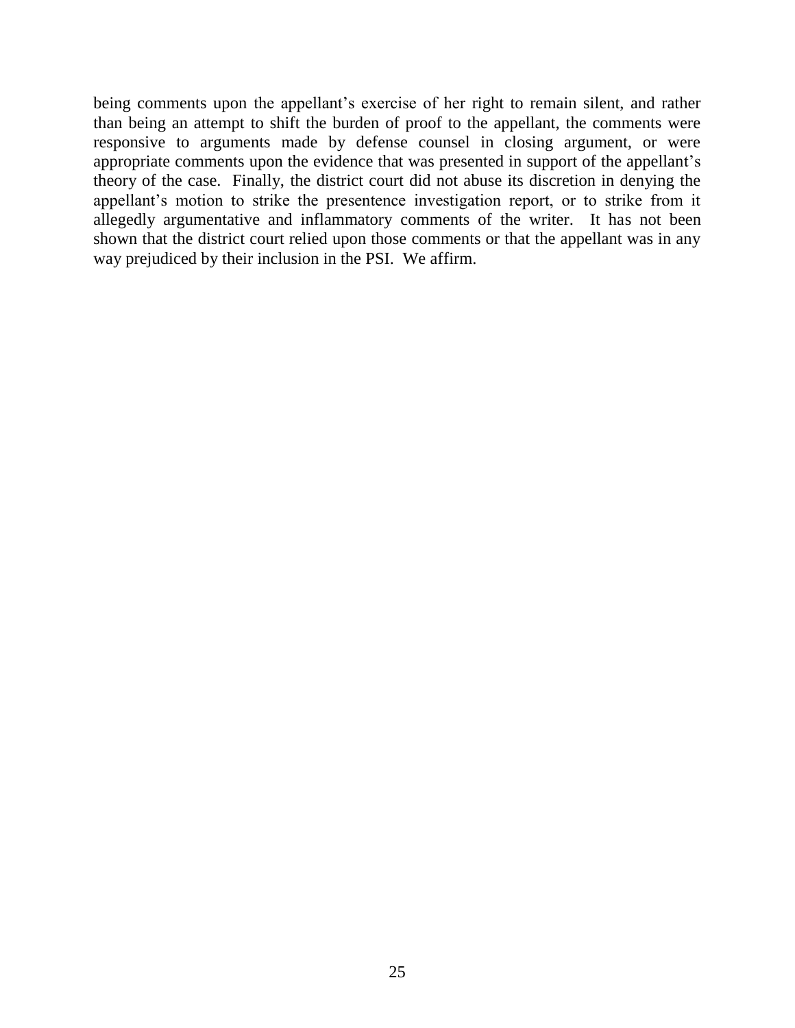being comments upon the appellant’s exercise of her right to remain silent, and rather than being an attempt to shift the burden of proof to the appellant, the comments were responsive to arguments made by defense counsel in closing argument, or were appropriate comments upon the evidence that was presented in support of the appellant’s theory of the case. Finally, the district court did not abuse its discretion in denying the appellant’s motion to strike the presentence investigation report, or to strike from it allegedly argumentative and inflammatory comments of the writer. It has not been shown that the district court relied upon those comments or that the appellant was in any way prejudiced by their inclusion in the PSI. We affirm.